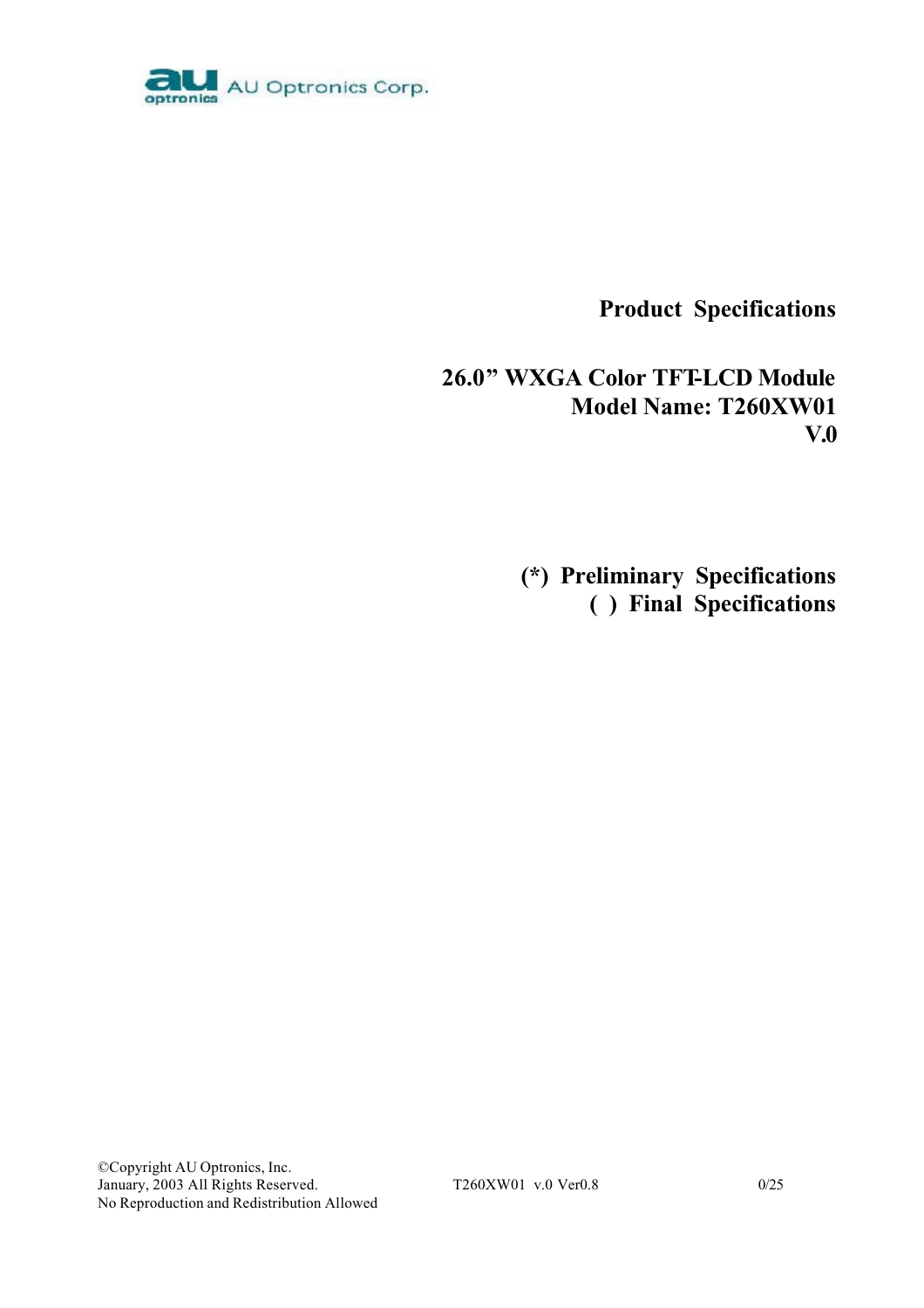AU Optronics Corp.

**Product Specifications**

**26.0" WXGA Color TFT-LCD Module**
**Model Name: T260XW01**
**V.0**

**(*) Preliminary Specifications**
**( ) Final Specifications**

©Copyright AU Optronics, Inc.
January, 2003 All Rights Reserved.
No Reproduction and Redistribution Allowed

T260XW01 v.0 Ver0.8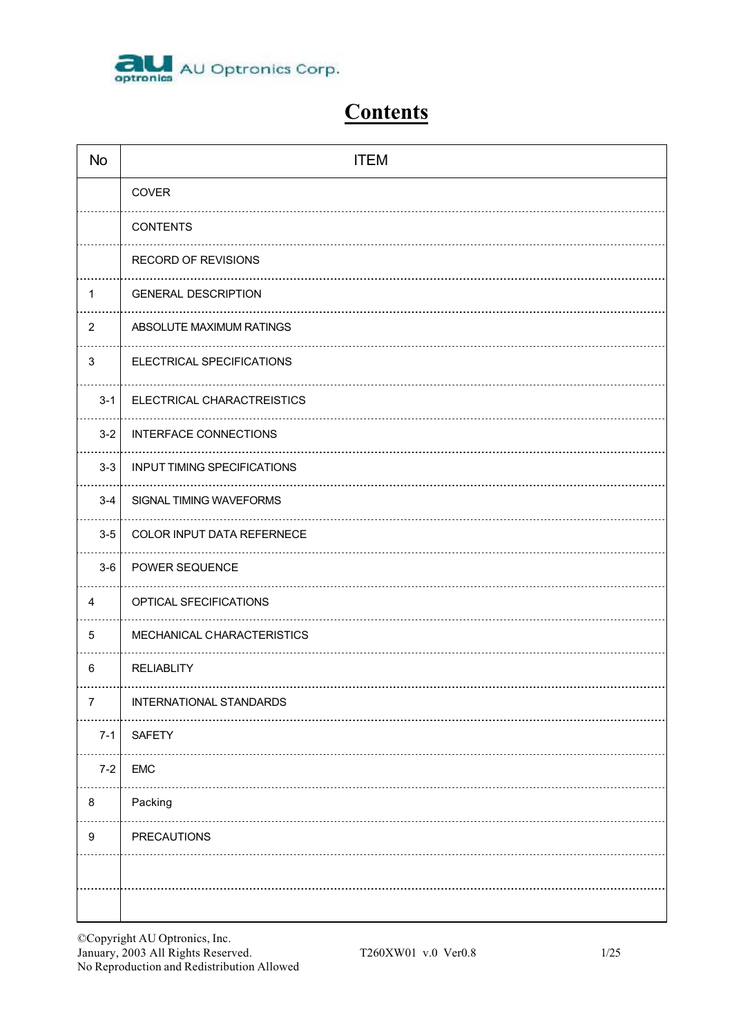# Contents

| No | ITEM |
|---|---|
| | COVER |
| | CONTENTS |
| | RECORD OF REVISIONS |
| 1 | GENERAL DESCRIPTION |
| 2 | ABSOLUTE MAXIMUM RATINGS |
| 3 | ELECTRICAL SPECIFICATIONS |
| 3-1 | ELECTRICAL CHARACTREISTICS |
| 3-2 | INTERFACE CONNECTIONS |
| 3-3 | INPUT TIMING SPECIFICATIONS |
| 3-4 | SIGNAL TIMING WAVEFORMS |
| 3-5 | COLOR INPUT DATA REFERNECE |
| 3-6 | POWER SEQUENCE |
| 4 | OPTICAL SFECIFICATIONS |
| 5 | MECHANICAL CHARACTERISTICS |
| 6 | RELIABLITY |
| 7 | INTERNATIONAL STANDARDS |
| 7-1 | SAFETY |
| 7-2 | EMC |
| 8 | Packing |
| 9 | PRECAUTIONS |
| | |
| | |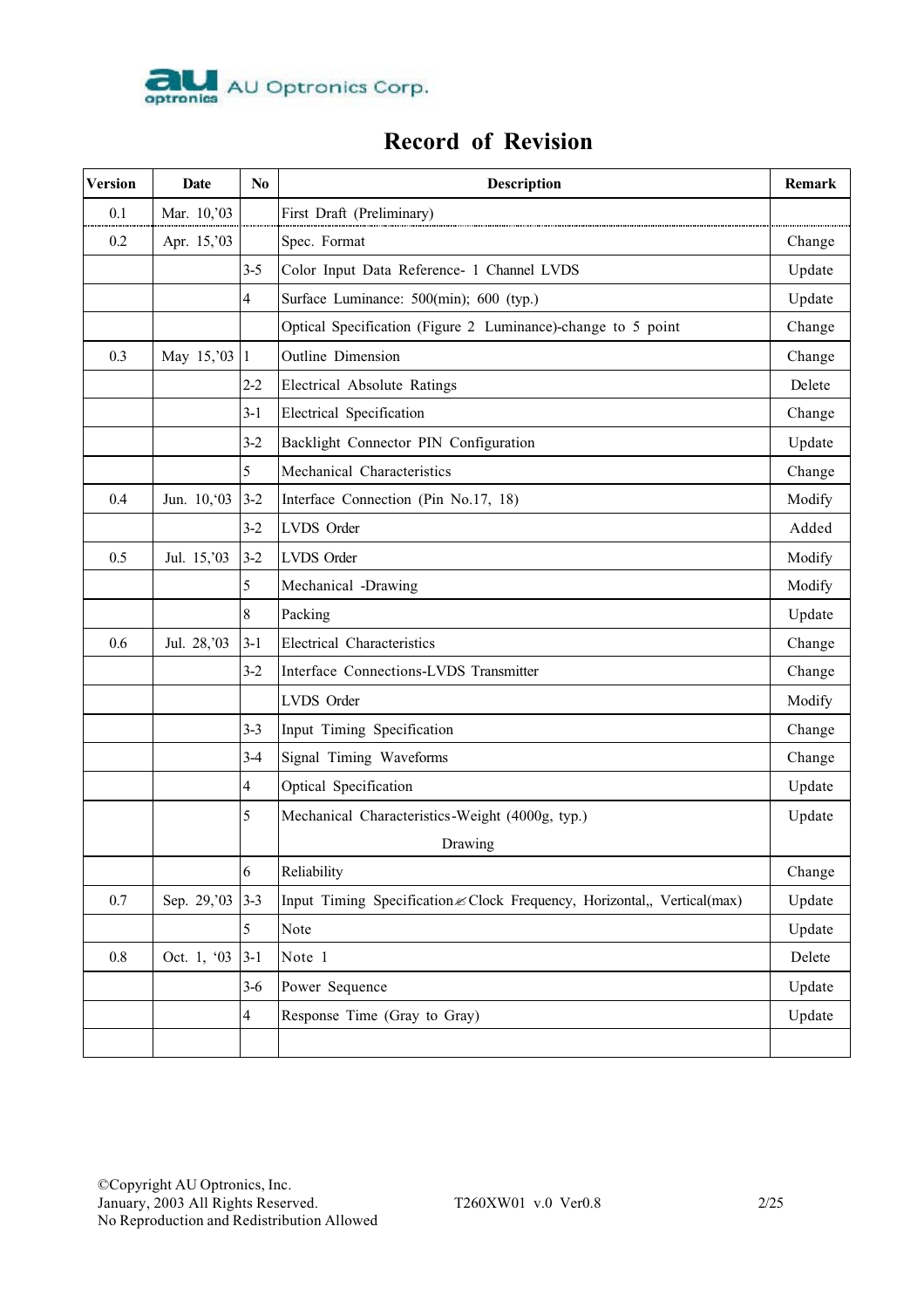# Record of Revision

| Version | Date | No | Description | Remark |
|---|---|---|---|---|
| 0.1 | Mar. 10,'03 | | First Draft (Preliminary) | |
| 0.2 | Apr. 15,'03 | | Spec. Format | Change |
| | | 3-5 | Color Input Data Reference- 1 Channel LVDS | Update |
| | | 4 | Surface Luminance: 500(min); 600 (typ.) | Update |
| | | | Optical Specification (Figure 2 Luminance)-change to 5 point | Change |
| 0.3 | May 15,'03 | 1 | Outline Dimension | Change |
| | | 2-2 | Electrical Absolute Ratings | Delete |
| | | 3-1 | Electrical Specification | Change |
| | | 3-2 | Backlight Connector PIN Configuration | Update |
| | | 5 | Mechanical Characteristics | Change |
| 0.4 | Jun. 10,'03 | 3-2 | Interface Connection (Pin No.17, 18) | Modify |
| | | 3-2 | LVDS Order | Added |
| 0.5 | Jul. 15,'03 | 3-2 | LVDS Order | Modify |
| | | 5 | Mechanical -Drawing | Modify |
| | | 8 | Packing | Update |
| 0.6 | Jul. 28,'03 | 3-1 | Electrical Characteristics | Change |
| | | 3-2 | Interface Connections-LVDS Transmitter | Change |
| | | | LVDS Order | Modify |
| | | 3-3 | Input Timing Specification | Change |
| | | 3-4 | Signal Timing Waveforms | Change |
| | | 4 | Optical Specification | Update |
| | | 5 | Mechanical Characteristics-Weight (4000g, typ.) Drawing | Update |
| | | 6 | Reliability | Change |
| 0.7 | Sep. 29,'03 | 3-3 | Input Timing Specification ✍ Clock Frequency, Horizontal,, Vertical(max) | Update |
| | | 5 | Note | Update |
| 0.8 | Oct. 1, '03 | 3-1 | Note 1 | Delete |
| | | 3-6 | Power Sequence | Update |
| | | 4 | Response Time (Gray to Gray) | Update |
| | | | | |

©Copyright AU Optronics, Inc.
January, 2003 All Rights Reserved.
No Reproduction and Redistribution Allowed

T260XW01 v.0 Ver0.8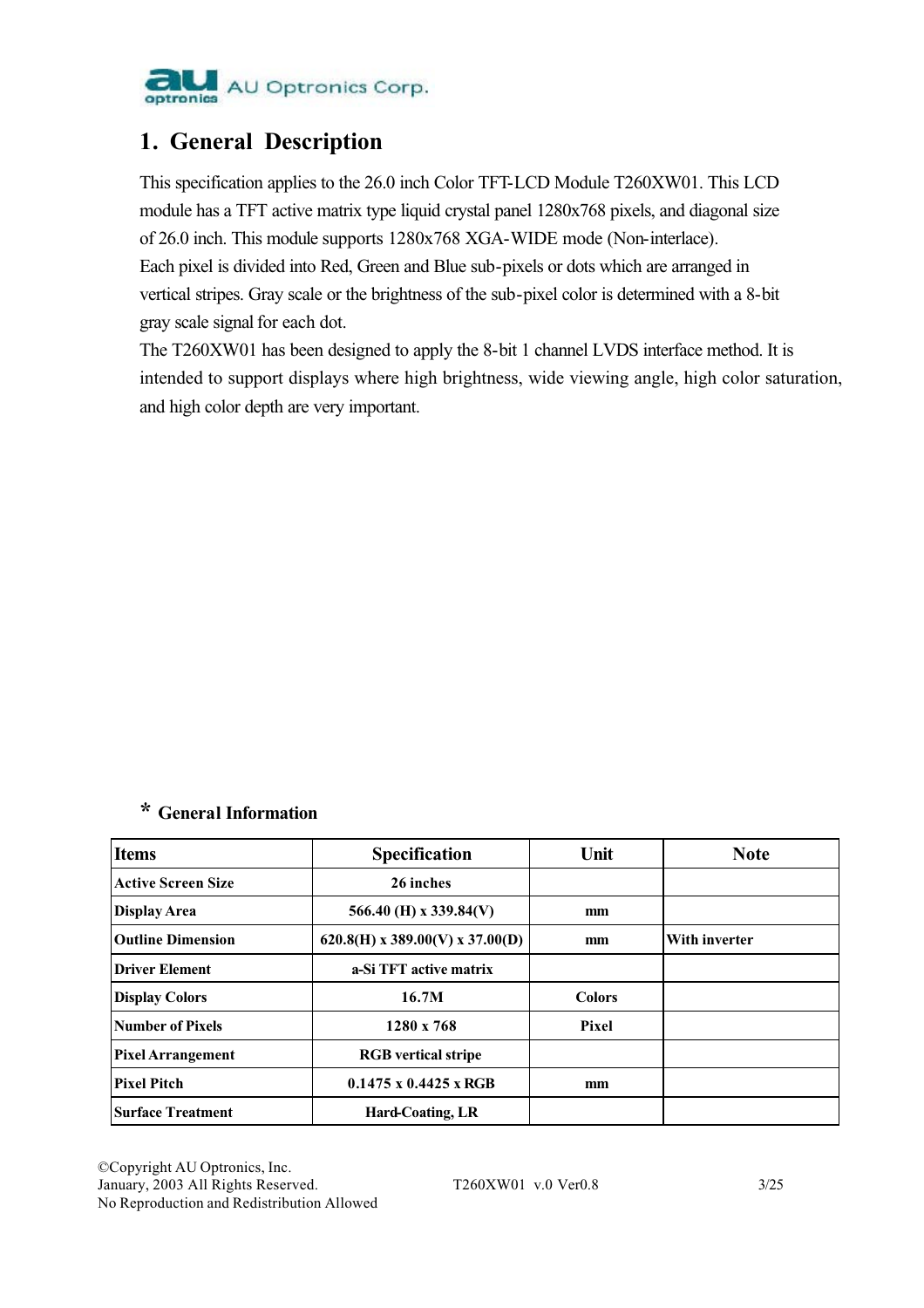# 1. General Description

This specification applies to the 26.0 inch Color TFT-LCD Module T260XW01. This LCD module has a TFT active matrix type liquid crystal panel 1280x768 pixels, and diagonal size of 26.0 inch. This module supports 1280x768 XGA-WIDE mode (Non-interlace).
Each pixel is divided into Red, Green and Blue sub-pixels or dots which are arranged in vertical stripes. Gray scale or the brightness of the sub-pixel color is determined with a 8-bit gray scale signal for each dot.
The T260XW01 has been designed to apply the 8-bit 1 channel LVDS interface method. It is intended to support displays where high brightness, wide viewing angle, high color saturation, and high color depth are very important.

## * General Information

| Items | Specification | Unit | Note |
|---|---|---|---|
| Active Screen Size | 26 inches | | |
| Display Area | 566.40 (H) x 339.84(V) | mm | |
| Outline Dimension | 620.8(H) x 389.00(V) x 37.00(D) | mm | With inverter |
| Driver Element | a-Si TFT active matrix | | |
| Display Colors | 16.7M | Colors | |
| Number of Pixels | 1280 x 768 | Pixel | |
| Pixel Arrangement | RGB vertical stripe | | |
| Pixel Pitch | 0.1475 x 0.4425 x RGB | mm | |
| Surface Treatment | Hard-Coating, LR | | |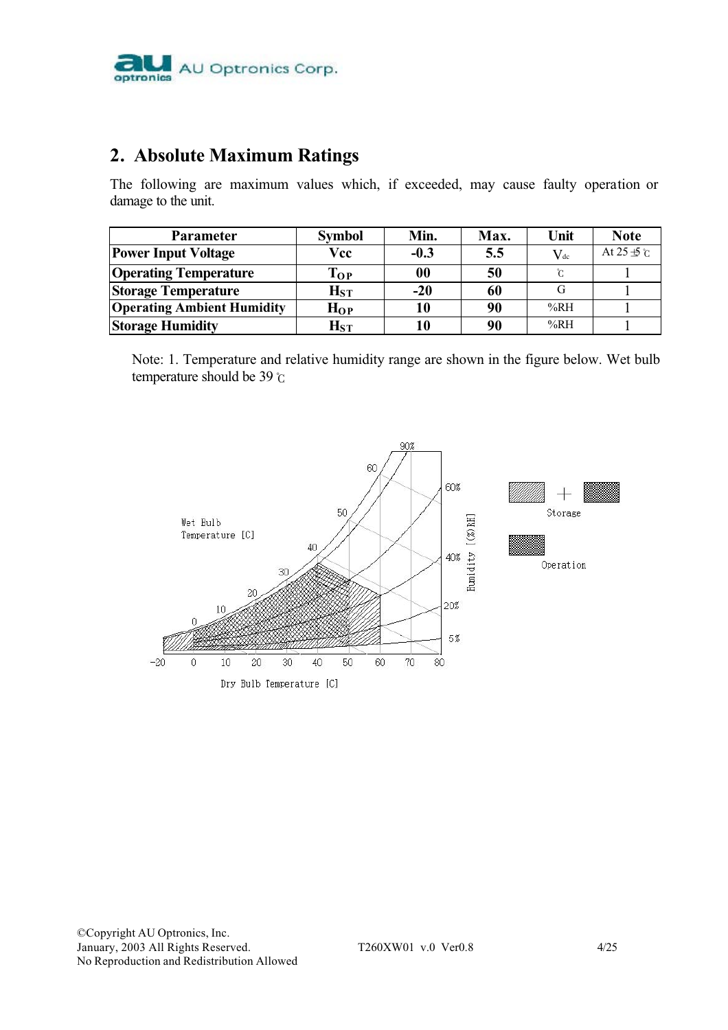## 2. Absolute Maximum Ratings

The following are maximum values which, if exceeded, may cause faulty operation or damage to the unit.

| Parameter | Symbol | Min. | Max. | Unit | Note |
|---|---|---|---|---|---|
| **Power Input Voltage** | **Vcc** | **-0.3** | **5.5** | $V_{dc}$ | At 25 ±5 ℃ |
| **Operating Temperature** | $T_{OP}$ | **00** | **50** | ℃ | 1 |
| **Storage Temperature** | $H_{ST}$ | **-20** | **60** | G | 1 |
| **Operating Ambient Humidity** | $H_{OP}$ | **10** | **90** | %RH | 1 |
| **Storage Humidity** | $H_{ST}$ | **10** | **90** | %RH | 1 |

Note: 1. Temperature and relative humidity range are shown in the figure below. Wet bulb temperature should be 39 ℃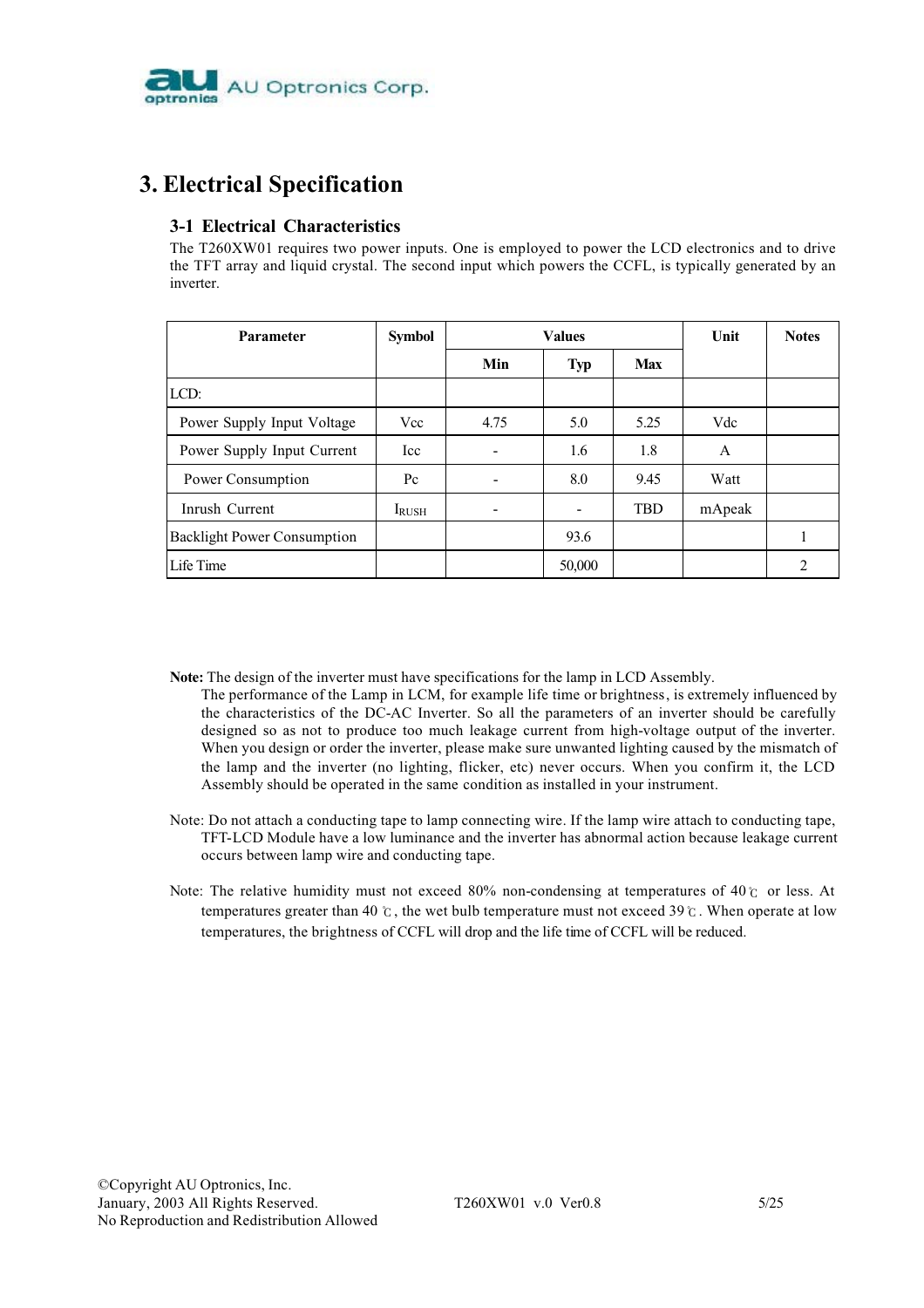# 3. Electrical Specification

## 3-1 Electrical Characteristics

The T260XW01 requires two power inputs. One is employed to power the LCD electronics and to drive the TFT array and liquid crystal. The second input which powers the CCFL, is typically generated by an inverter.

| Parameter | Symbol | Values | | | Unit | Notes |
|---|---|---|---|---|---|---|
| | | Min | Typ | Max | | |
| LCD: | | | | | | |
| Power Supply Input Voltage | Vcc | 4.75 | 5.0 | 5.25 | Vdc | |
| Power Supply Input Current | Icc | - | 1.6 | 1.8 | A | |
| Power Consumption | Pc | - | 8.0 | 9.45 | Watt | |
| Inrush Current | $I_{RUSH}$ | - | - | TBD | mApeak | |
| Backlight Power Consumption | | | 93.6 | | | 1 |
| Life Time | | | 50,000 | | | 2 |

**Note:** The design of the inverter must have specifications for the lamp in LCD Assembly. The performance of the Lamp in LCM, for example life time or brightness, is extremely influenced by the characteristics of the DC-AC Inverter. So all the parameters of an inverter should be carefully designed so as not to produce too much leakage current from high-voltage output of the inverter. When you design or order the inverter, please make sure unwanted lighting caused by the mismatch of the lamp and the inverter (no lighting, flicker, etc) never occurs. When you confirm it, the LCD Assembly should be operated in the same condition as installed in your instrument.

Note: Do not attach a conducting tape to lamp connecting wire. If the lamp wire attach to conducting tape, TFT-LCD Module have a low luminance and the inverter has abnormal action because leakage current occurs between lamp wire and conducting tape.

Note: The relative humidity must not exceed 80% non-condensing at temperatures of 40℃ or less. At temperatures greater than 40℃, the wet bulb temperature must not exceed 39℃. When operate at low temperatures, the brightness of CCFL will drop and the life time of CCFL will be reduced.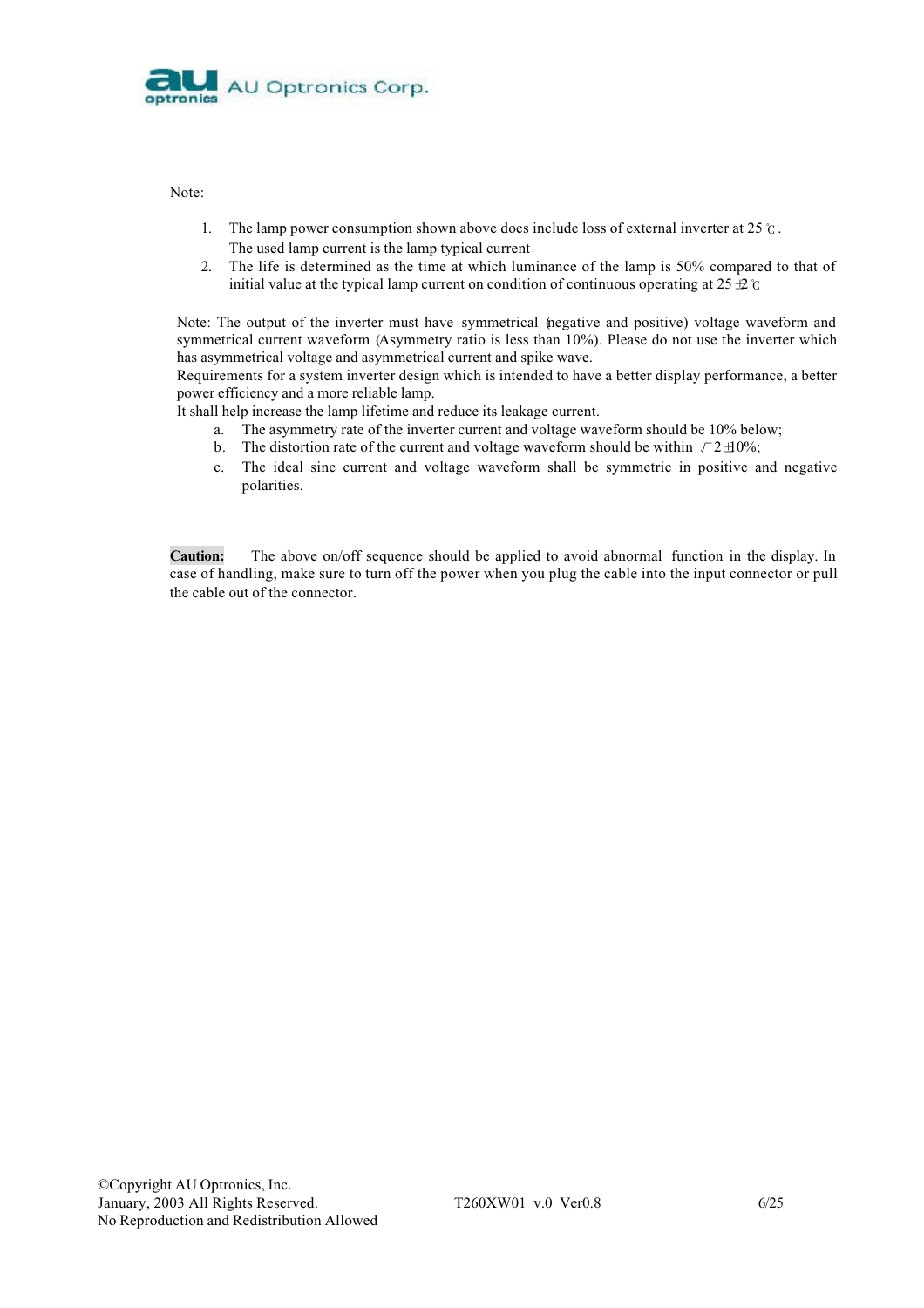Note:

1. The lamp power consumption shown above does include loss of external inverter at 25 ℃.
   The used lamp current is the lamp typical current
2. The life is determined as the time at which luminance of the lamp is 50% compared to that of initial value at the typical lamp current on condition of continuous operating at 25 ±2 ℃

Note: The output of the inverter must have symmetrical (negative and positive) voltage waveform and symmetrical current waveform (Asymmetry ratio is less than 10%). Please do not use the inverter which has asymmetrical voltage and asymmetrical current and spike wave.
Requirements for a system inverter design which is intended to have a better display performance, a better power efficiency and a more reliable lamp.
It shall help increase the lamp lifetime and reduce its leakage current.

a. The asymmetry rate of the inverter current and voltage waveform should be 10% below;
b. The distortion rate of the current and voltage waveform should be within $\sqrt{2}$ ±10%;
c. The ideal sine current and voltage waveform shall be symmetric in positive and negative polarities.

**Caution:** The above on/off sequence should be applied to avoid abnormal function in the display. In case of handling, make sure to turn off the power when you plug the cable into the input connector or pull the cable out of the connector.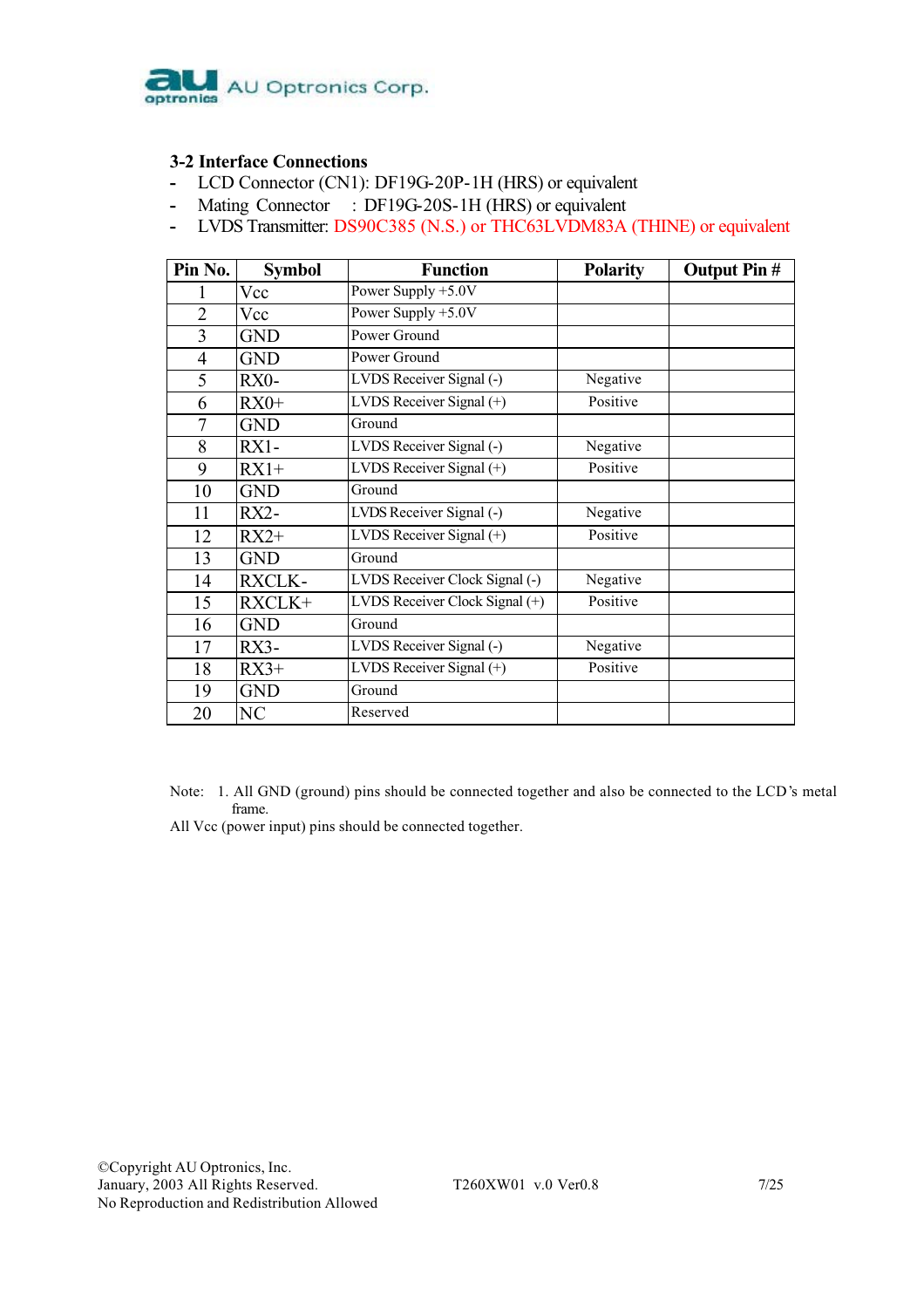### 3-2 Interface Connections

- LCD Connector (CN1): DF19G-20P-1H (HRS) or equivalent
- Mating Connector : DF19G-20S-1H (HRS) or equivalent
- LVDS Transmitter: DS90C385 (N.S.) or THC63LVDM83A (THINE) or equivalent

| Pin No. | Symbol | Function | Polarity | Output Pin # |
|---|---|---|---|---|
| 1 | Vcc | Power Supply +5.0V | | |
| 2 | Vcc | Power Supply +5.0V | | |
| 3 | GND | Power Ground | | |
| 4 | GND | Power Ground | | |
| 5 | RX0- | LVDS Receiver Signal (-) | Negative | |
| 6 | RX0+ | LVDS Receiver Signal (+) | Positive | |
| 7 | GND | Ground | | |
| 8 | RX1- | LVDS Receiver Signal (-) | Negative | |
| 9 | RX1+ | LVDS Receiver Signal (+) | Positive | |
| 10 | GND | Ground | | |
| 11 | RX2- | LVDS Receiver Signal (-) | Negative | |
| 12 | RX2+ | LVDS Receiver Signal (+) | Positive | |
| 13 | GND | Ground | | |
| 14 | RXCLK- | LVDS Receiver Clock Signal (-) | Negative | |
| 15 | RXCLK+ | LVDS Receiver Clock Signal (+) | Positive | |
| 16 | GND | Ground | | |
| 17 | RX3- | LVDS Receiver Signal (-) | Negative | |
| 18 | RX3+ | LVDS Receiver Signal (+) | Positive | |
| 19 | GND | Ground | | |
| 20 | NC | Reserved | | |

Note: 1. All GND (ground) pins should be connected together and also be connected to the LCD's metal frame.

All Vcc (power input) pins should be connected together.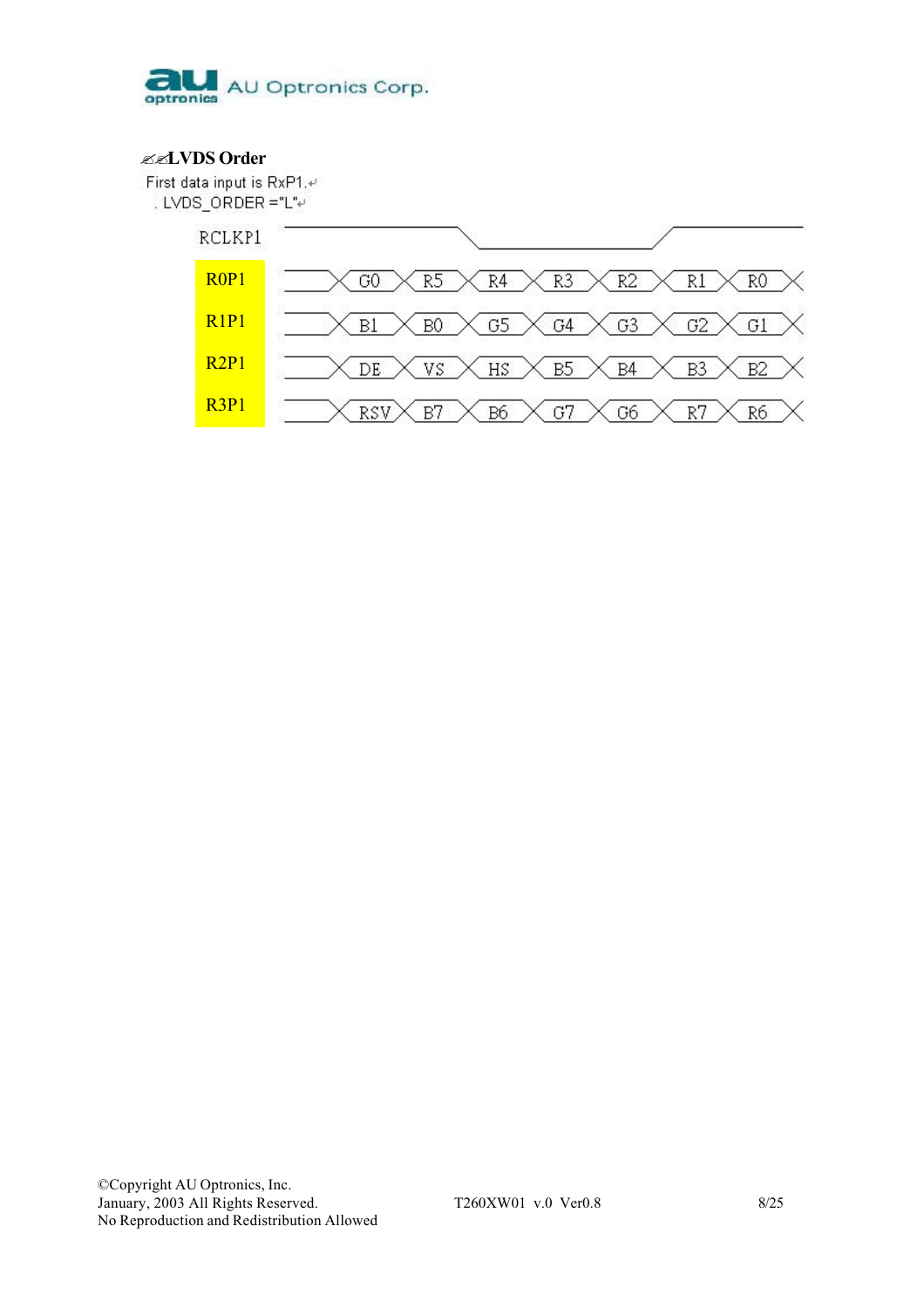## ✍✍LVDS Order

First data input is RxP1.

. LVDS_ORDER ="L"

| RCLKP1 | | | | | | | |
|---|---|---|---|---|---|---|---|
| R0P1 | G0 | R5 | R4 | R3 | R2 | R1 | R0 |
| R1P1 | B1 | B0 | G5 | G4 | G3 | G2 | G1 |
| R2P1 | DE | VS | HS | B5 | B4 | B3 | B2 |
| R3P1 | RSV | B7 | B6 | G7 | G6 | R7 | R6 |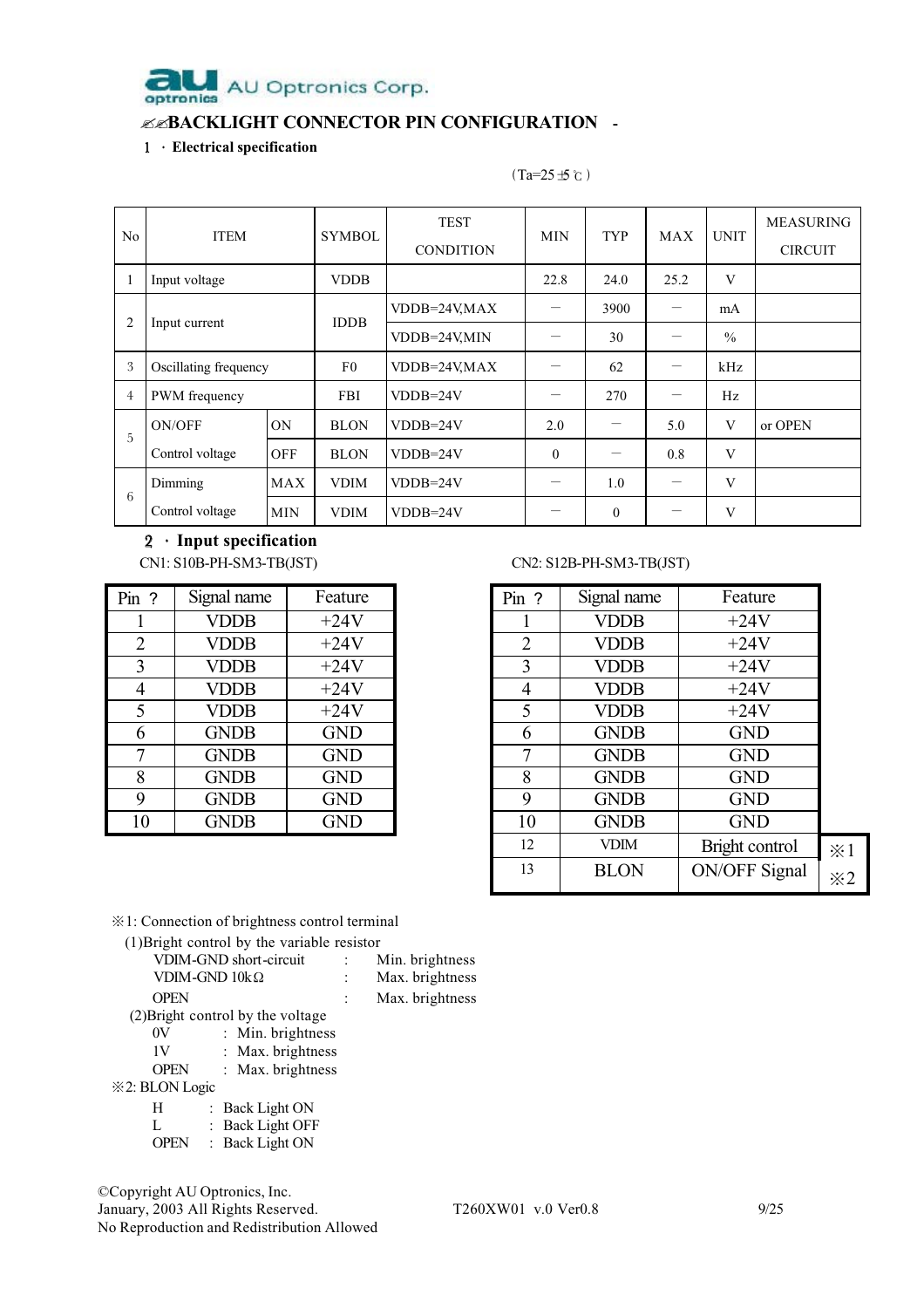## ✍✍BACKLIGHT CONNECTOR PIN CONFIGURATION -

### 1 · Electrical specification

(Ta=25 ±5 ℃)

| No | ITEM | | SYMBOL | TEST CONDITION | MIN | TYP | MAX | UNIT | MEASURING CIRCUIT |
|---|---|---|---|---|---|---|---|---|---|
| 1 | Input voltage | | VDDB | | 22.8 | 24.0 | 25.2 | V | |
| 2 | Input current | | IDDB | VDDB=24V,MAX | — | 3900 | — | mA | |
| | | | | VDDB=24V,MIN | — | 30 | — | % | |
| 3 | Oscillating frequency | | F0 | VDDB=24V,MAX | — | 62 | — | kHz | |
| 4 | PWM frequency | | FBI | VDDB=24V | — | 270 | — | Hz | |
| 5 | ON/OFF Control voltage | ON | BLON | VDDB=24V | 2.0 | — | 5.0 | V | or OPEN |
| | | OFF | BLON | VDDB=24V | 0 | — | 0.8 | V | |
| 6 | Dimming Control voltage | MAX | VDIM | VDDB=24V | — | 1.0 | — | V | |
| | | MIN | VDIM | VDDB=24V | — | 0 | — | V | |

### 2 · Input specification

CN1: S10B-PH-SM3-TB(JST)

| Pin ? | Signal name | Feature |
|---|---|---|
| 1 | VDDB | +24V |
| 2 | VDDB | +24V |
| 3 | VDDB | +24V |
| 4 | VDDB | +24V |
| 5 | VDDB | +24V |
| 6 | GNDB | GND |
| 7 | GNDB | GND |
| 8 | GNDB | GND |
| 9 | GNDB | GND |
| 10 | GNDB | GND |

CN2: S12B-PH-SM3-TB(JST)

| Pin ? | Signal name | Feature | |
|---|---|---|---|
| 1 | VDDB | +24V | |
| 2 | VDDB | +24V | |
| 3 | VDDB | +24V | |
| 4 | VDDB | +24V | |
| 5 | VDDB | +24V | |
| 6 | GNDB | GND | |
| 7 | GNDB | GND | |
| 8 | GNDB | GND | |
| 9 | GNDB | GND | |
| 10 | GNDB | GND | |
| 12 | VDIM | Bright control | ※1 |
| 13 | BLON | ON/OFF Signal | ※2 |

※1: Connection of brightness control terminal

(1)Bright control by the variable resistor

- VDIM-GND short-circuit : Min. brightness
- VDIM-GND 10kΩ : Max. brightness
- OPEN : Max. brightness

(2)Bright control by the voltage

- 0V : Min. brightness
- 1V : Max. brightness
- OPEN : Max. brightness

※2: BLON Logic

- H : Back Light ON
- L : Back Light OFF
- OPEN : Back Light ON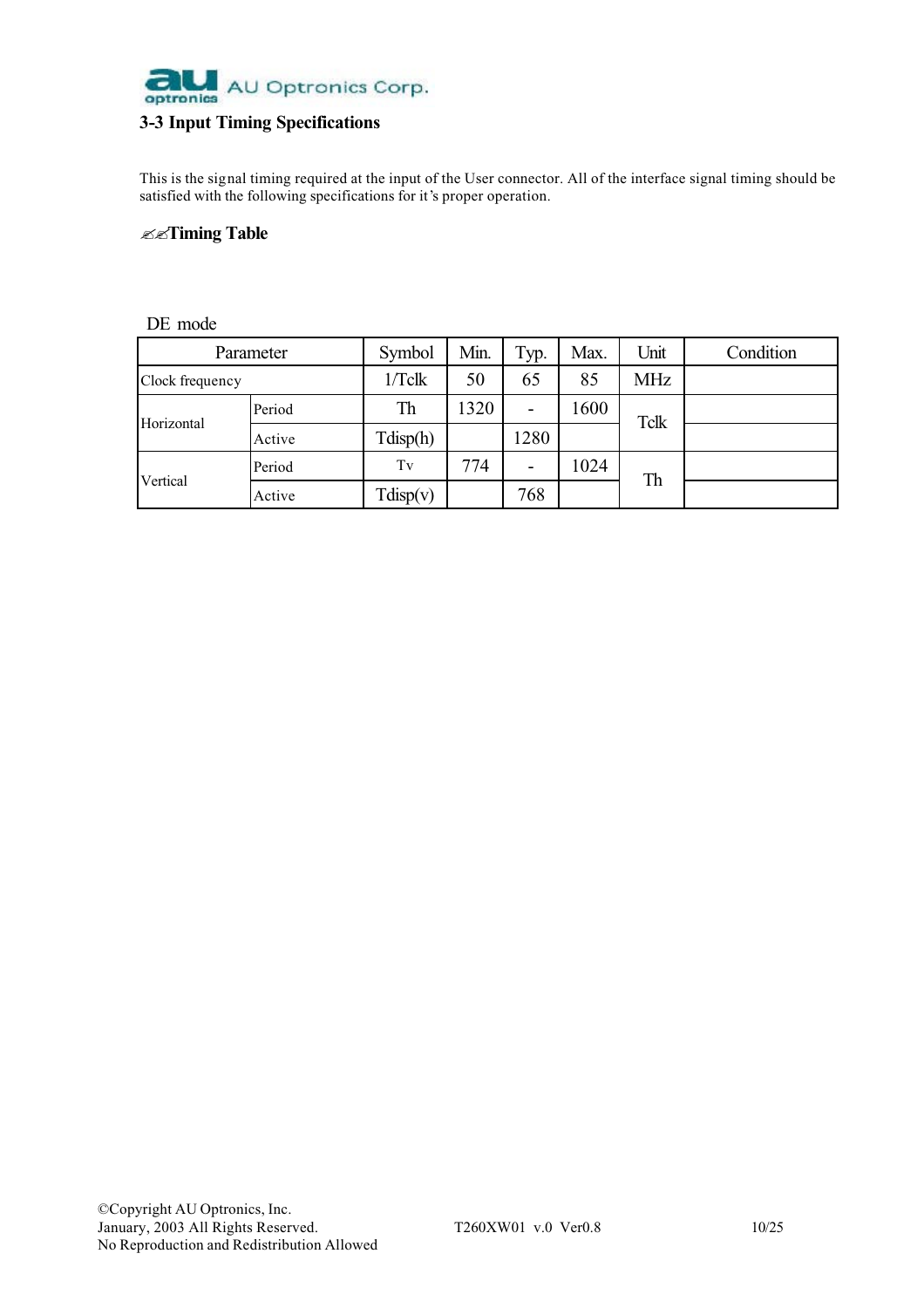### 3-3 Input Timing Specifications

This is the signal timing required at the input of the User connector. All of the interface signal timing should be satisfied with the following specifications for it's proper operation.

✍✍**Timing Table**

DE mode

| Parameter | | Symbol | Min. | Typ. | Max. | Unit | Condition |
|---|---|---|---|---|---|---|---|
| Clock frequency | | 1/Tclk | 50 | 65 | 85 | MHz | |
| Horizontal | Period | Th | 1320 | - | 1600 | Tclk | |
| | Active | Tdisp(h) | | 1280 | | | |
| Vertical | Period | Tv | 774 | - | 1024 | Th | |
| | Active | Tdisp(v) | | 768 | | | |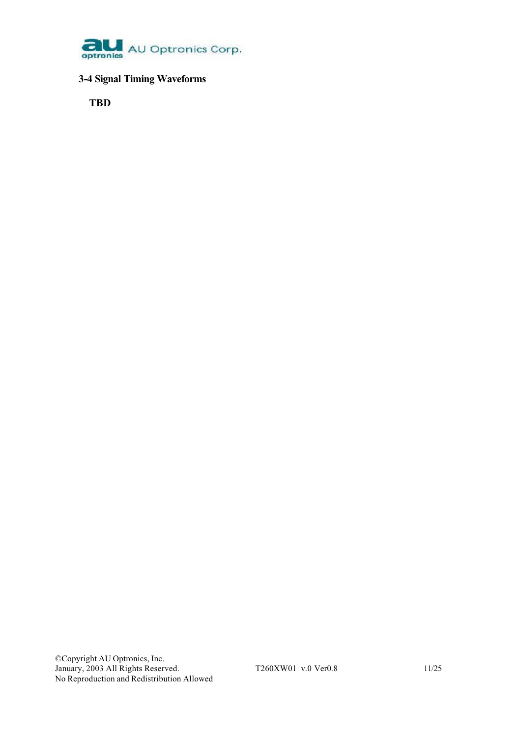## 3-4 Signal Timing Waveforms

**TBD**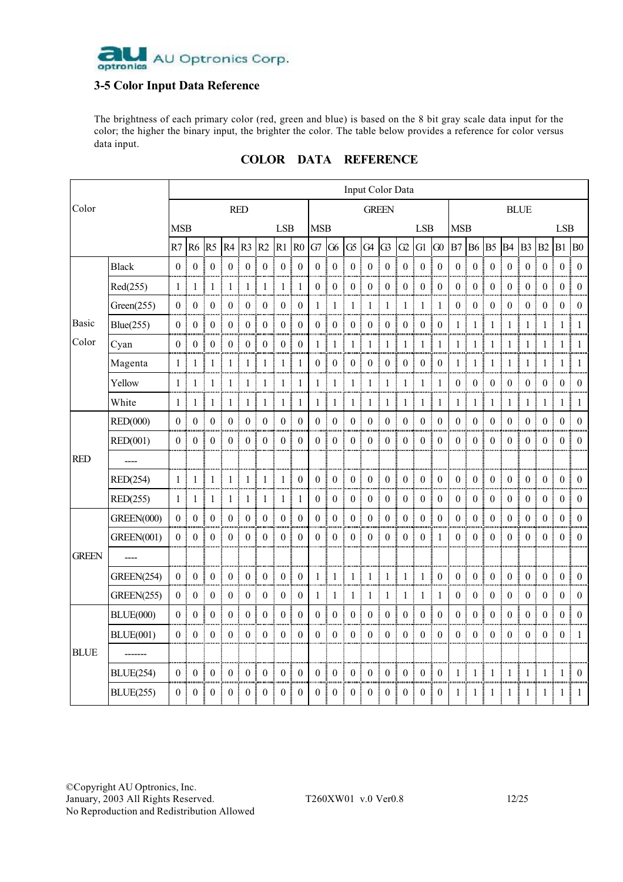## 3-5 Color Input Data Reference

The brightness of each primary color (red, green and blue) is based on the 8 bit gray scale data input for the color; the higher the binary input, the brighter the color. The table below provides a reference for color versus data input.

**COLOR DATA REFERENCE**

| Color | | Input Color Data | | | | | | | | | | | | | | | | | | | | | | | |
|---|---|---|---|---|---|---|---|---|---|---|---|---|---|---|---|---|---|---|---|---|---|---|---|---|---|
| | | RED | | | | | | | | GREEN | | | | | | | | BLUE | | | | | | | |
| | | MSB | | | | | | | LSB | MSB | | | | | | | LSB | MSB | | | | | | | LSB |
| | | R7 | R6 | R5 | R4 | R3 | R2 | R1 | R0 | G7 | G6 | G5 | G4 | G3 | G2 | G1 | G0 | B7 | B6 | B5 | B4 | B3 | B2 | B1 | B0 |
| Basic Color | Black | 0 | 0 | 0 | 0 | 0 | 0 | 0 | 0 | 0 | 0 | 0 | 0 | 0 | 0 | 0 | 0 | 0 | 0 | 0 | 0 | 0 | 0 | 0 | 0 |
| | Red(255) | 1 | 1 | 1 | 1 | 1 | 1 | 1 | 1 | 0 | 0 | 0 | 0 | 0 | 0 | 0 | 0 | 0 | 0 | 0 | 0 | 0 | 0 | 0 | 0 |
| | Green(255) | 0 | 0 | 0 | 0 | 0 | 0 | 0 | 0 | 1 | 1 | 1 | 1 | 1 | 1 | 1 | 1 | 0 | 0 | 0 | 0 | 0 | 0 | 0 | 0 |
| | Blue(255) | 0 | 0 | 0 | 0 | 0 | 0 | 0 | 0 | 0 | 0 | 0 | 0 | 0 | 0 | 0 | 0 | 1 | 1 | 1 | 1 | 1 | 1 | 1 | 1 |
| | Cyan | 0 | 0 | 0 | 0 | 0 | 0 | 0 | 0 | 1 | 1 | 1 | 1 | 1 | 1 | 1 | 1 | 1 | 1 | 1 | 1 | 1 | 1 | 1 | 1 |
| | Magenta | 1 | 1 | 1 | 1 | 1 | 1 | 1 | 1 | 0 | 0 | 0 | 0 | 0 | 0 | 0 | 0 | 1 | 1 | 1 | 1 | 1 | 1 | 1 | 1 |
| | Yellow | 1 | 1 | 1 | 1 | 1 | 1 | 1 | 1 | 1 | 1 | 1 | 1 | 1 | 1 | 1 | 1 | 0 | 0 | 0 | 0 | 0 | 0 | 0 | 0 |
| | White | 1 | 1 | 1 | 1 | 1 | 1 | 1 | 1 | 1 | 1 | 1 | 1 | 1 | 1 | 1 | 1 | 1 | 1 | 1 | 1 | 1 | 1 | 1 | 1 |
| RED | RED(000) | 0 | 0 | 0 | 0 | 0 | 0 | 0 | 0 | 0 | 0 | 0 | 0 | 0 | 0 | 0 | 0 | 0 | 0 | 0 | 0 | 0 | 0 | 0 | 0 |
| | RED(001) | 0 | 0 | 0 | 0 | 0 | 0 | 0 | 0 | 0 | 0 | 0 | 0 | 0 | 0 | 0 | 0 | 0 | 0 | 0 | 0 | 0 | 0 | 0 | 0 |
| | ---- | | | | | | | | | | | | | | | | | | | | | | | | |
| | RED(254) | 1 | 1 | 1 | 1 | 1 | 1 | 1 | 0 | 0 | 0 | 0 | 0 | 0 | 0 | 0 | 0 | 0 | 0 | 0 | 0 | 0 | 0 | 0 | 0 |
| | RED(255) | 1 | 1 | 1 | 1 | 1 | 1 | 1 | 1 | 0 | 0 | 0 | 0 | 0 | 0 | 0 | 0 | 0 | 0 | 0 | 0 | 0 | 0 | 0 | 0 |
| GREEN | GREEN(000) | 0 | 0 | 0 | 0 | 0 | 0 | 0 | 0 | 0 | 0 | 0 | 0 | 0 | 0 | 0 | 0 | 0 | 0 | 0 | 0 | 0 | 0 | 0 | 0 |
| | GREEN(001) | 0 | 0 | 0 | 0 | 0 | 0 | 0 | 0 | 0 | 0 | 0 | 0 | 0 | 0 | 0 | 1 | 0 | 0 | 0 | 0 | 0 | 0 | 0 | 0 |
| | ---- | | | | | | | | | | | | | | | | | | | | | | | | |
| | GREEN(254) | 0 | 0 | 0 | 0 | 0 | 0 | 0 | 0 | 1 | 1 | 1 | 1 | 1 | 1 | 1 | 0 | 0 | 0 | 0 | 0 | 0 | 0 | 0 | 0 |
| | GREEN(255) | 0 | 0 | 0 | 0 | 0 | 0 | 0 | 0 | 1 | 1 | 1 | 1 | 1 | 1 | 1 | 1 | 0 | 0 | 0 | 0 | 0 | 0 | 0 | 0 |
| BLUE | BLUE(000) | 0 | 0 | 0 | 0 | 0 | 0 | 0 | 0 | 0 | 0 | 0 | 0 | 0 | 0 | 0 | 0 | 0 | 0 | 0 | 0 | 0 | 0 | 0 | 0 |
| | BLUE(001) | 0 | 0 | 0 | 0 | 0 | 0 | 0 | 0 | 0 | 0 | 0 | 0 | 0 | 0 | 0 | 0 | 0 | 0 | 0 | 0 | 0 | 0 | 0 | 1 |
| | ------- | | | | | | | | | | | | | | | | | | | | | | | | |
| | BLUE(254) | 0 | 0 | 0 | 0 | 0 | 0 | 0 | 0 | 0 | 0 | 0 | 0 | 0 | 0 | 0 | 0 | 1 | 1 | 1 | 1 | 1 | 1 | 1 | 0 |
| | BLUE(255) | 0 | 0 | 0 | 0 | 0 | 0 | 0 | 0 | 0 | 0 | 0 | 0 | 0 | 0 | 0 | 0 | 1 | 1 | 1 | 1 | 1 | 1 | 1 | 1 |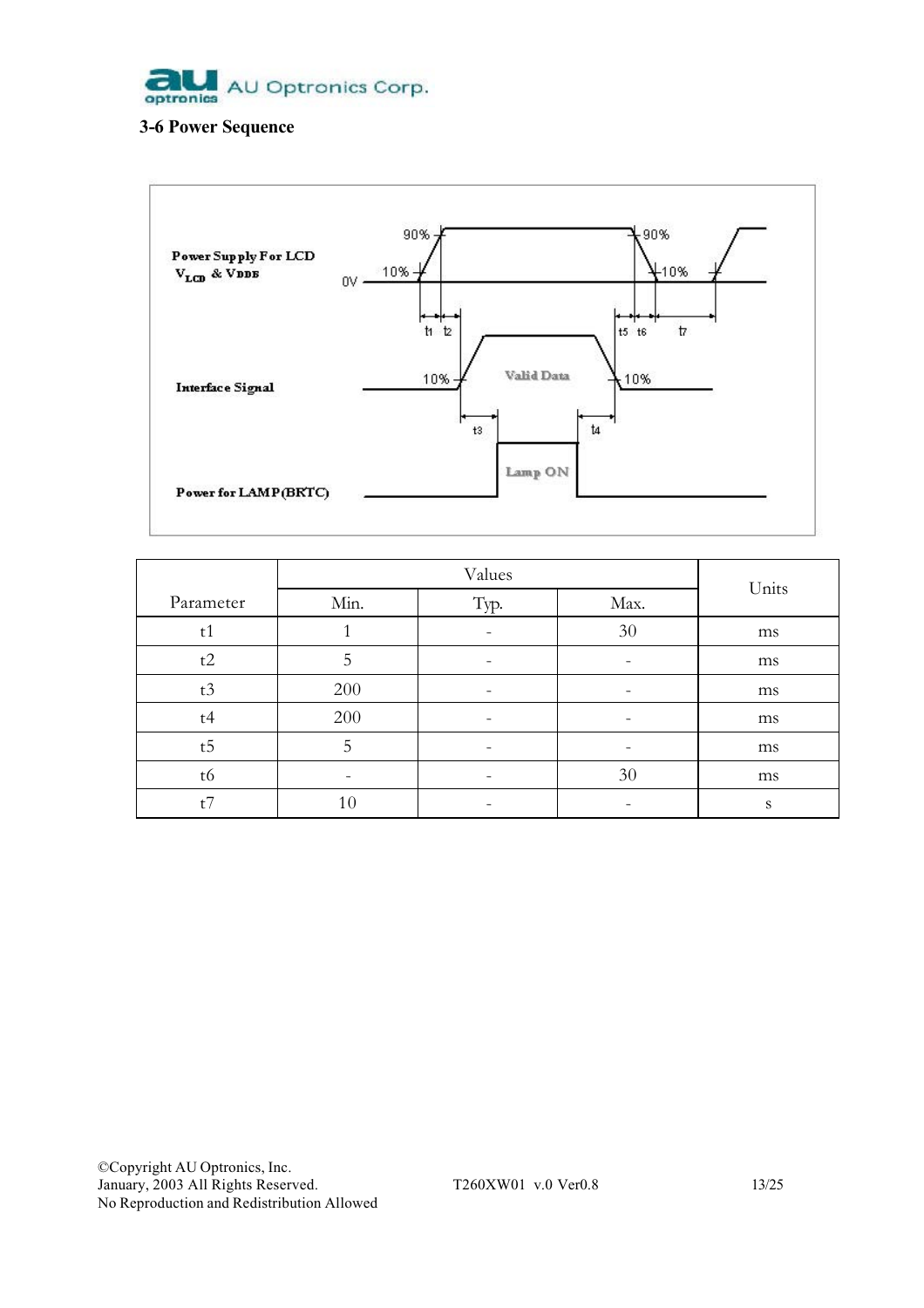### 3-6 Power Sequence

| Parameter | Values | | | Units |
|---|---|---|---|---|
| | Min. | Typ. | Max. | |
| t1 | 1 | - | 30 | ms |
| t2 | 5 | - | - | ms |
| t3 | 200 | - | - | ms |
| t4 | 200 | - | - | ms |
| t5 | 5 | - | - | ms |
| t6 | - | - | 30 | ms |
| t7 | 10 | - | - | s |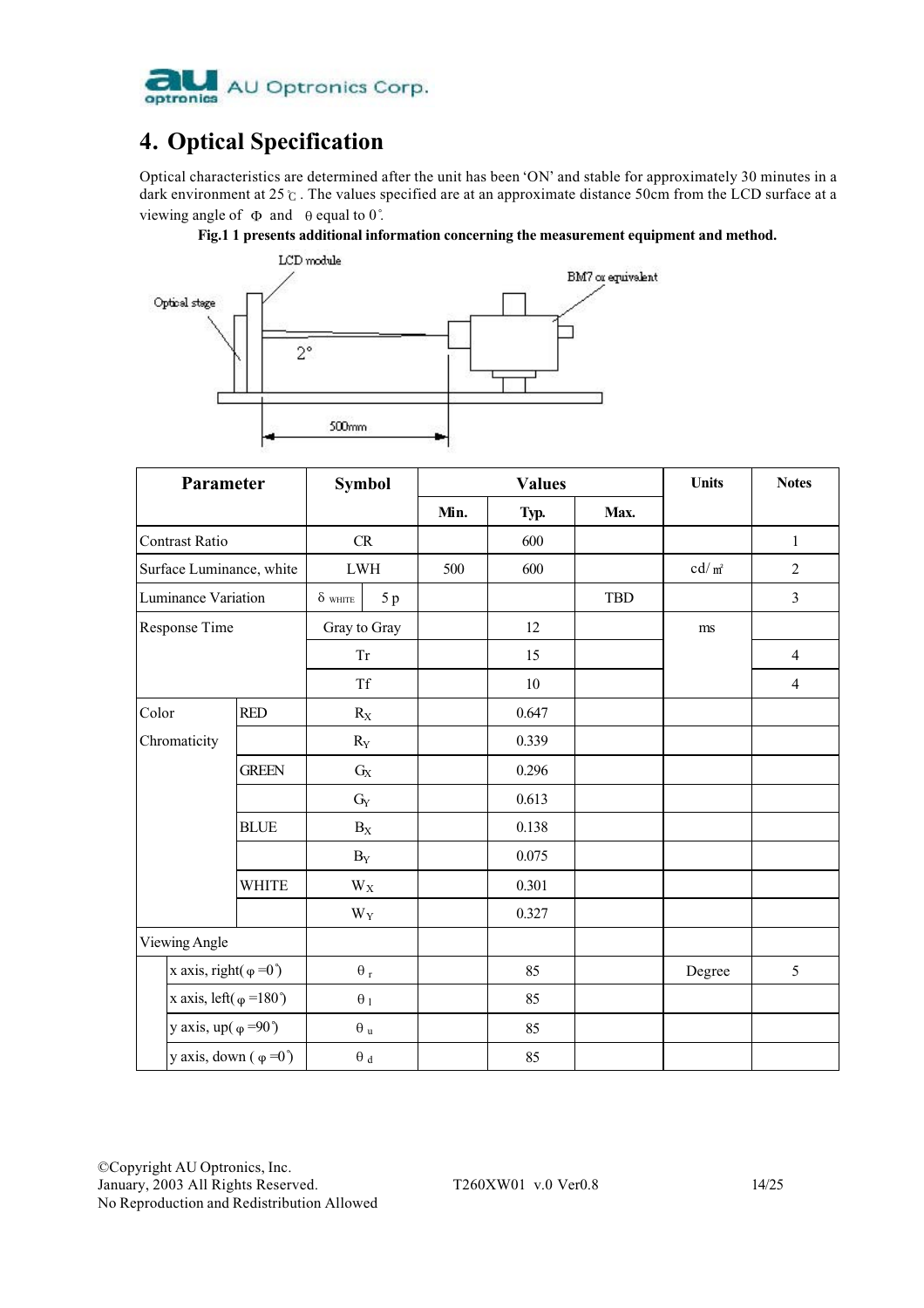## 4. Optical Specification

Optical characteristics are determined after the unit has been 'ON' and stable for approximately 30 minutes in a dark environment at 25℃. The values specified are at an approximate distance 50cm from the LCD surface at a viewing angle of Φ and θ equal to 0°.

**Fig.1 1 presents additional information concerning the measurement equipment and method.**

LCD module

Optical stage

BM7 or equivalent

2°

500mm

| Parameter | | Symbol | | Values | | | Units | Notes |
|---|---|---|---|---|---|---|---|---|
| | | | | Min. | Typ. | Max. | | |
| Contrast Ratio | | CR | | | 600 | | | 1 |
| Surface Luminance, white | | LWH | | 500 | 600 | | cd/㎡ | 2 |
| Luminance Variation | | $\delta_{WHITE}$ | 5 p | | | TBD | | 3 |
| Response Time | | Gray to Gray | | | 12 | | ms | |
| | | Tr | | | 15 | | | 4 |
| | | Tf | | | 10 | | | 4 |
| Color Chromaticity | RED | $R_X$ | | | 0.647 | | | |
| | | $R_Y$ | | | 0.339 | | | |
| | GREEN | $G_X$ | | | 0.296 | | | |
| | | $G_Y$ | | | 0.613 | | | |
| | BLUE | $B_X$ | | | 0.138 | | | |
| | | $B_Y$ | | | 0.075 | | | |
| | WHITE | $W_X$ | | | 0.301 | | | |
| | | $W_Y$ | | | 0.327 | | | |
| Viewing Angle | | | | | | | | |
| | x axis, right( φ =0°) | $\theta_r$ | | | 85 | | Degree | 5 |
| | x axis, left( φ =180°) | $\theta_l$ | | | 85 | | | |
| | y axis, up( φ =90°) | $\theta_u$ | | | 85 | | | |
| | y axis, down ( φ =0°) | $\theta_d$ | | | 85 | | | |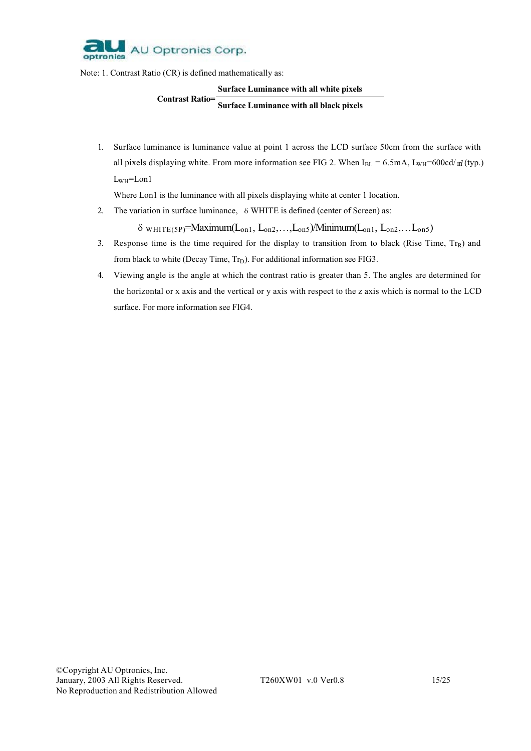Note: 1. Contrast Ratio (CR) is defined mathematically as:

$$\text{Contrast Ratio} = \frac{\text{Surface Luminance with all white pixels}}{\text{Surface Luminance with all black pixels}}$$

1. Surface luminance is luminance value at point 1 across the LCD surface 50cm from the surface with all pixels displaying white. From more information see FIG 2. When $I_{BL}$ = 6.5mA, $L_{WH}$=600cd/㎡(typ.) $L_{WH}$=Lon1

   Where Lon1 is the luminance with all pixels displaying white at center 1 location.

2. The variation in surface luminance, δ WHITE is defined (center of Screen) as:

   $$\delta_{WHITE(5P)} = \text{Maximum}(L_{on1}, L_{on2}, \ldots, L_{on5}) / \text{Minimum}(L_{on1}, L_{on2}, \ldots L_{on5})$$

3. Response time is the time required for the display to transition from to black (Rise Time, $Tr_R$) and from black to white (Decay Time, $Tr_D$). For additional information see FIG3.

4. Viewing angle is the angle at which the contrast ratio is greater than 5. The angles are determined for the horizontal or x axis and the vertical or y axis with respect to the z axis which is normal to the LCD surface. For more information see FIG4.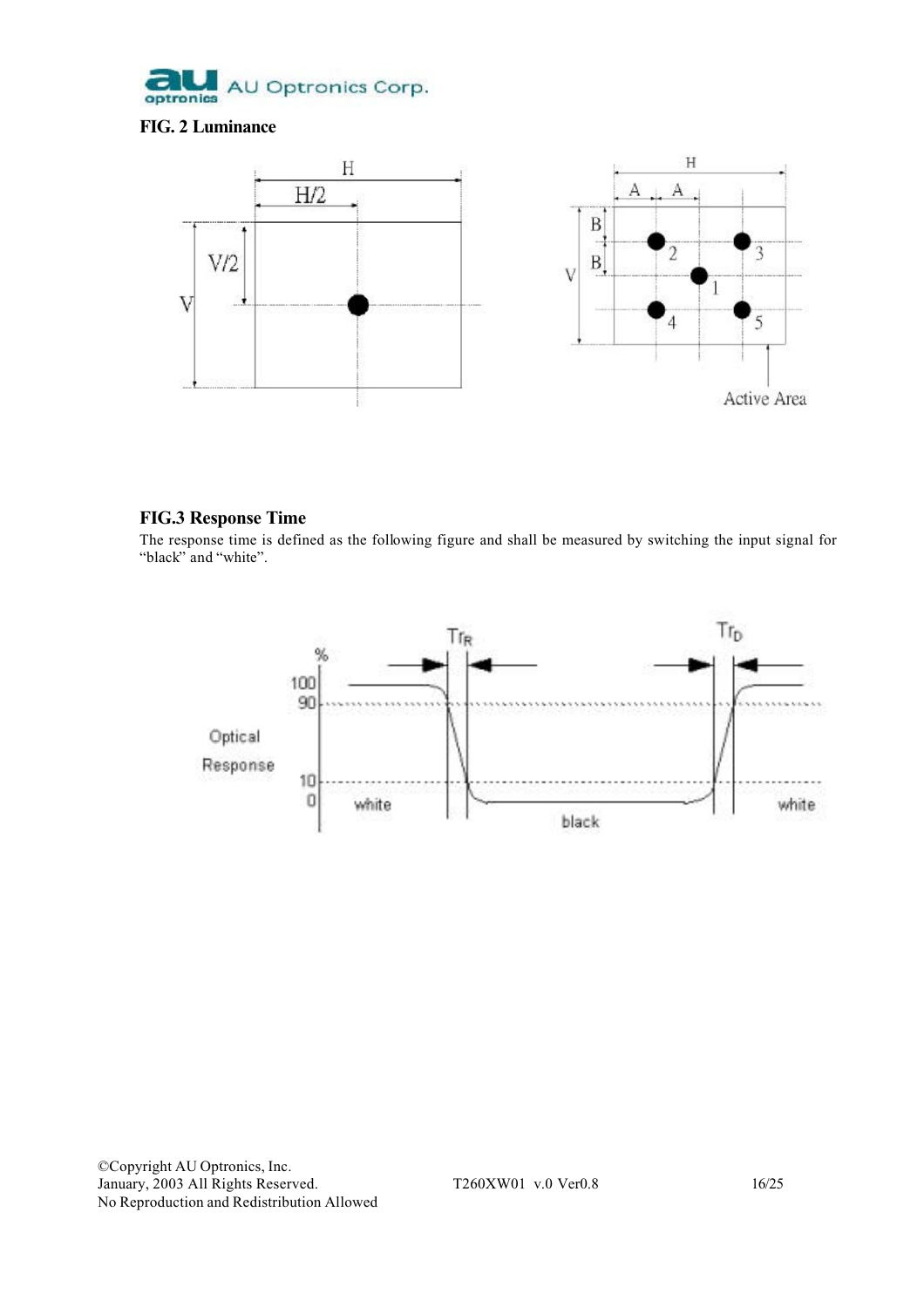**FIG. 2 Luminance**

**FIG.3 Response Time**

The response time is defined as the following figure and shall be measured by switching the input signal for "black" and "white".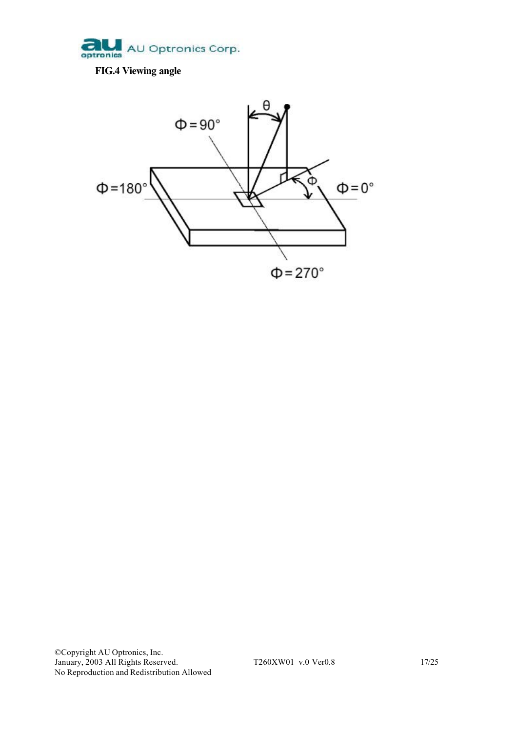**FIG.4 Viewing angle**

θ

$\Phi = 90°$

$\Phi = 180°$

Φ

$\Phi = 0°$

$\Phi = 270°$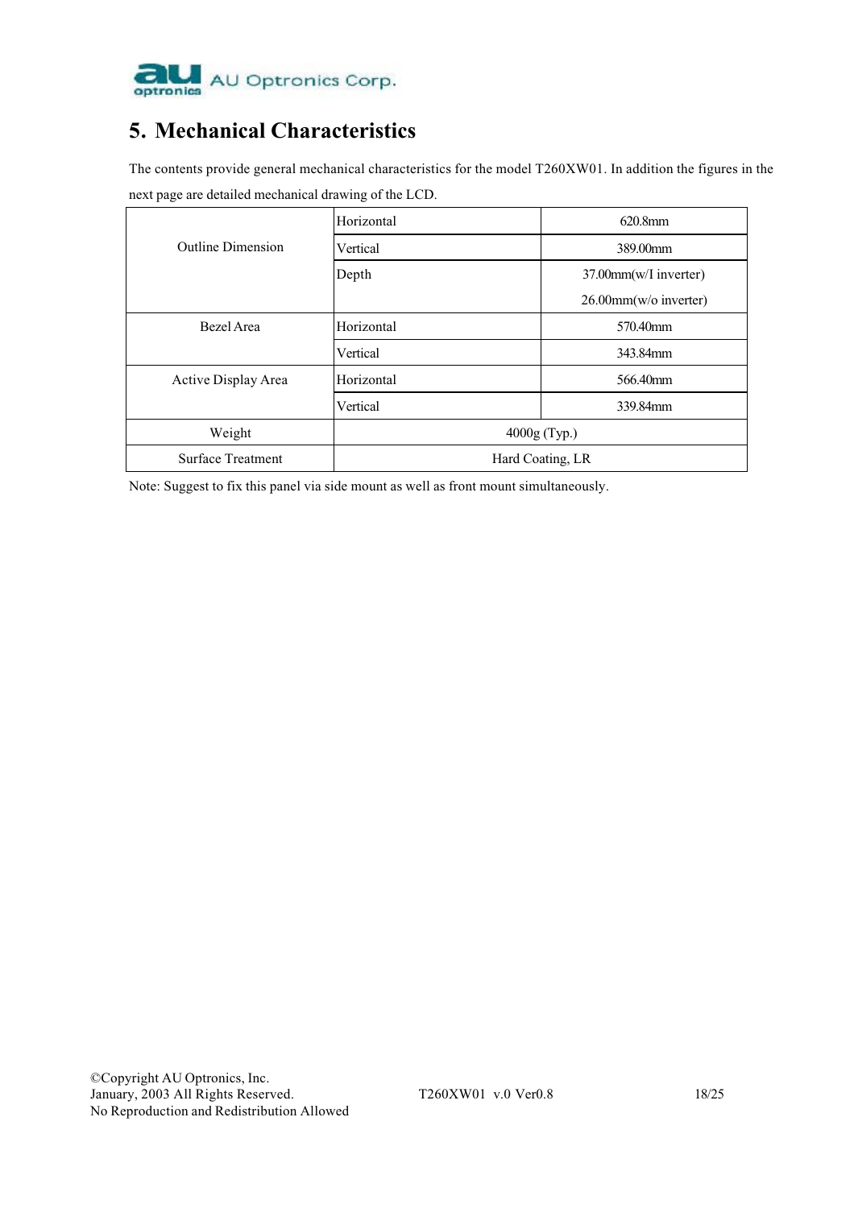## 5. Mechanical Characteristics

The contents provide general mechanical characteristics for the model T260XW01. In addition the figures in the next page are detailed mechanical drawing of the LCD.

| | | |
|---|---|---|
| Outline Dimension | Horizontal | 620.8mm |
| | Vertical | 389.00mm |
| | Depth | 37.00mm(w/I inverter)<br>26.00mm(w/o inverter) |
| Bezel Area | Horizontal | 570.40mm |
| | Vertical | 343.84mm |
| Active Display Area | Horizontal | 566.40mm |
| | Vertical | 339.84mm |
| Weight | 4000g (Typ.) | |
| Surface Treatment | Hard Coating, LR | |

Note: Suggest to fix this panel via side mount as well as front mount simultaneously.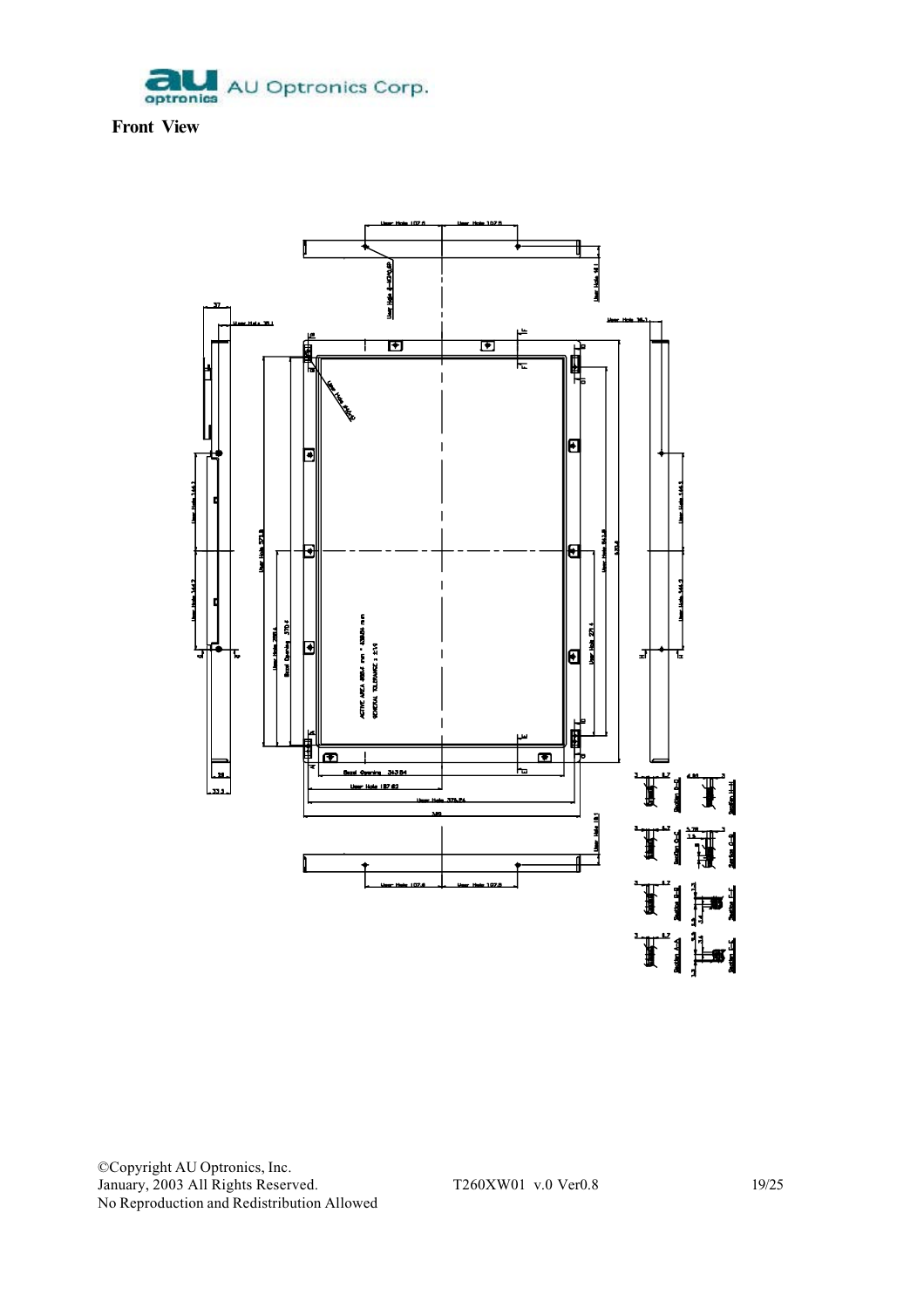**Front View**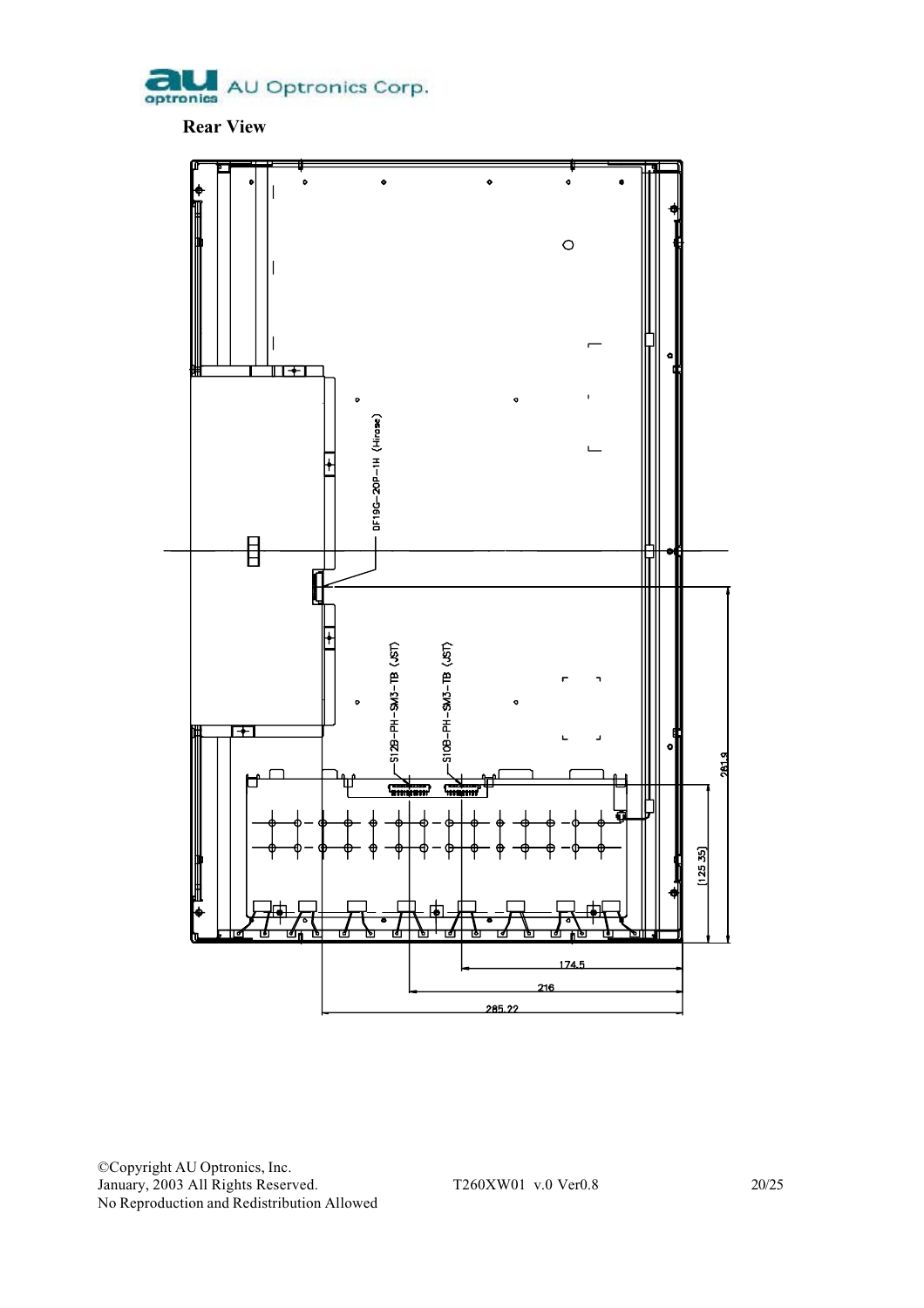**Rear View**

DF19G-20P-1H (Hirose)

S12B-PH-SM3-TB (JST)

S10B-PH-SM3-TB (JST)

281.9

(125.35)

174.5

216

285.22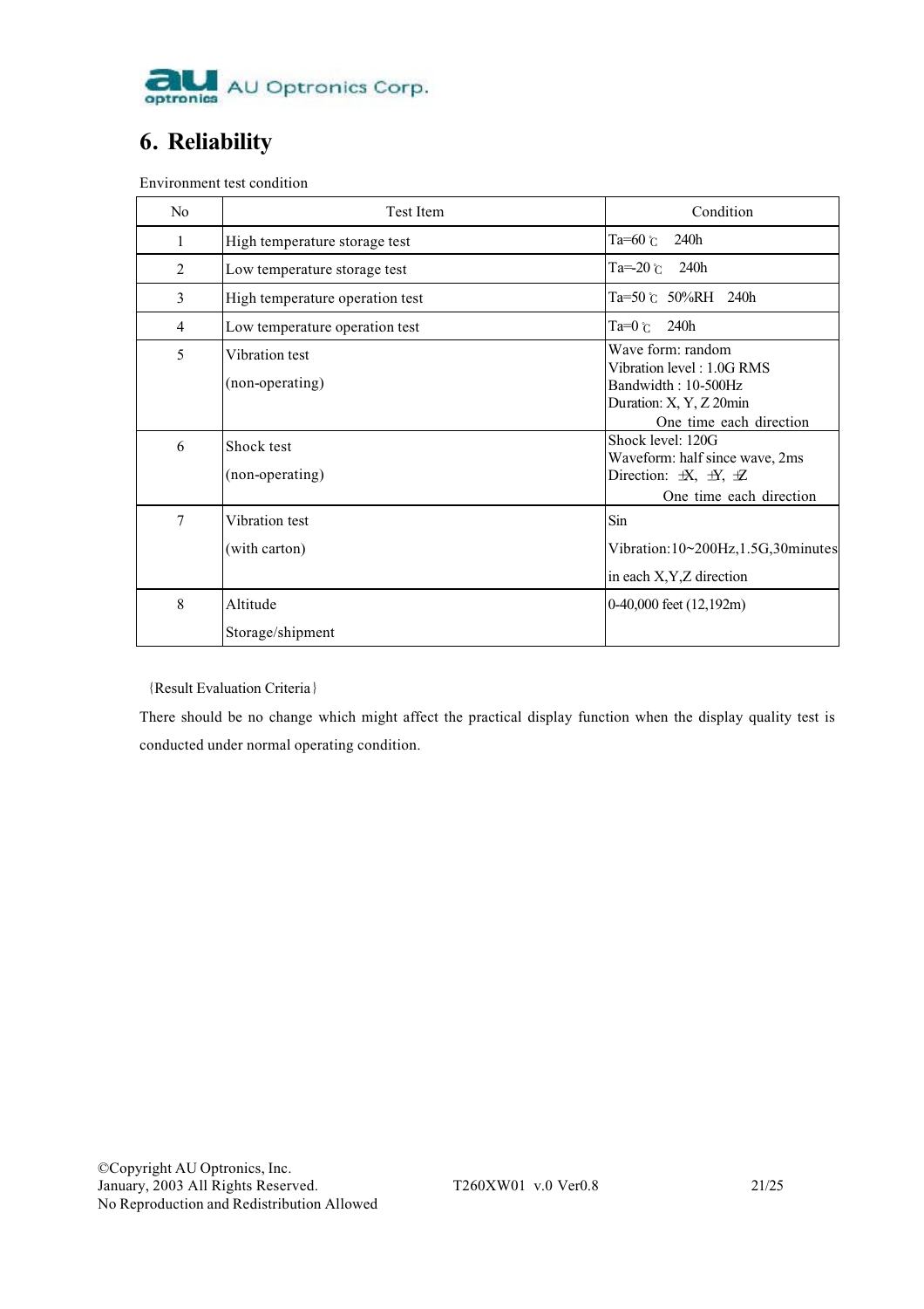# 6. Reliability

Environment test condition

| No | Test Item | Condition |
|---|---|---|
| 1 | High temperature storage test | Ta=60 ℃ 240h |
| 2 | Low temperature storage test | Ta=-20 ℃ 240h |
| 3 | High temperature operation test | Ta=50 ℃ 50%RH 240h |
| 4 | Low temperature operation test | Ta=0 ℃ 240h |
| 5 | Vibration test<br>(non-operating) | Wave form: random<br>Vibration level : 1.0G RMS<br>Bandwidth : 10-500Hz<br>Duration: X, Y, Z 20min<br>One time each direction |
| 6 | Shock test<br>(non-operating) | Shock level: 120G<br>Waveform: half since wave, 2ms<br>Direction: ±X, ±Y, ±Z<br>One time each direction |
| 7 | Vibration test<br>(with carton) | Sin<br>Vibration:10~200Hz,1.5G,30minutes<br>in each X,Y,Z direction |
| 8 | Altitude<br>Storage/shipment | 0-40,000 feet (12,192m) |

{Result Evaluation Criteria}

There should be no change which might affect the practical display function when the display quality test is conducted under normal operating condition.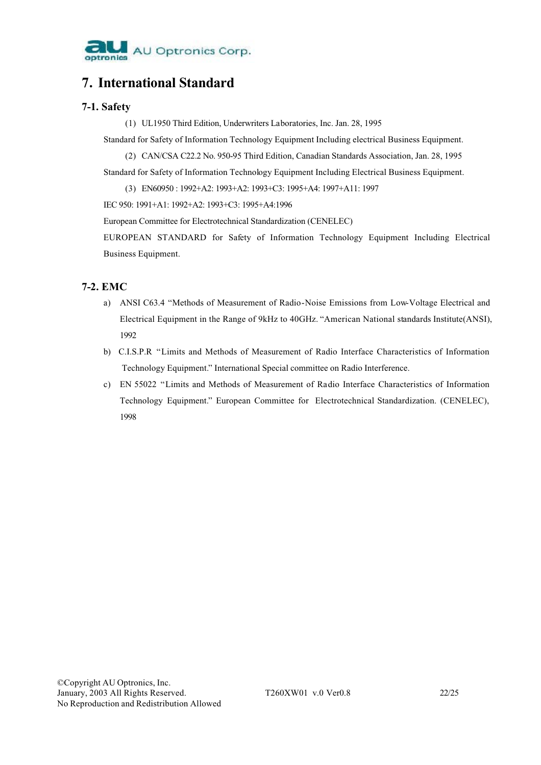# 7. International Standard

## 7-1. Safety

(1) UL1950 Third Edition, Underwriters Laboratories, Inc. Jan. 28, 1995

Standard for Safety of Information Technology Equipment Including electrical Business Equipment.

(2) CAN/CSA C22.2 No. 950-95 Third Edition, Canadian Standards Association, Jan. 28, 1995

Standard for Safety of Information Technology Equipment Including Electrical Business Equipment.

(3) EN60950 : 1992+A2: 1993+A2: 1993+C3: 1995+A4: 1997+A11: 1997

IEC 950: 1991+A1: 1992+A2: 1993+C3: 1995+A4:1996

European Committee for Electrotechnical Standardization (CENELEC)

EUROPEAN STANDARD for Safety of Information Technology Equipment Including Electrical Business Equipment.

## 7-2. EMC

a) ANSI C63.4 "Methods of Measurement of Radio-Noise Emissions from Low-Voltage Electrical and Electrical Equipment in the Range of 9kHz to 40GHz. "American National standards Institute(ANSI), 1992

b) C.I.S.P.R "Limits and Methods of Measurement of Radio Interface Characteristics of Information Technology Equipment." International Special committee on Radio Interference.

c) EN 55022 "Limits and Methods of Measurement of Radio Interface Characteristics of Information Technology Equipment." European Committee for Electrotechnical Standardization. (CENELEC), 1998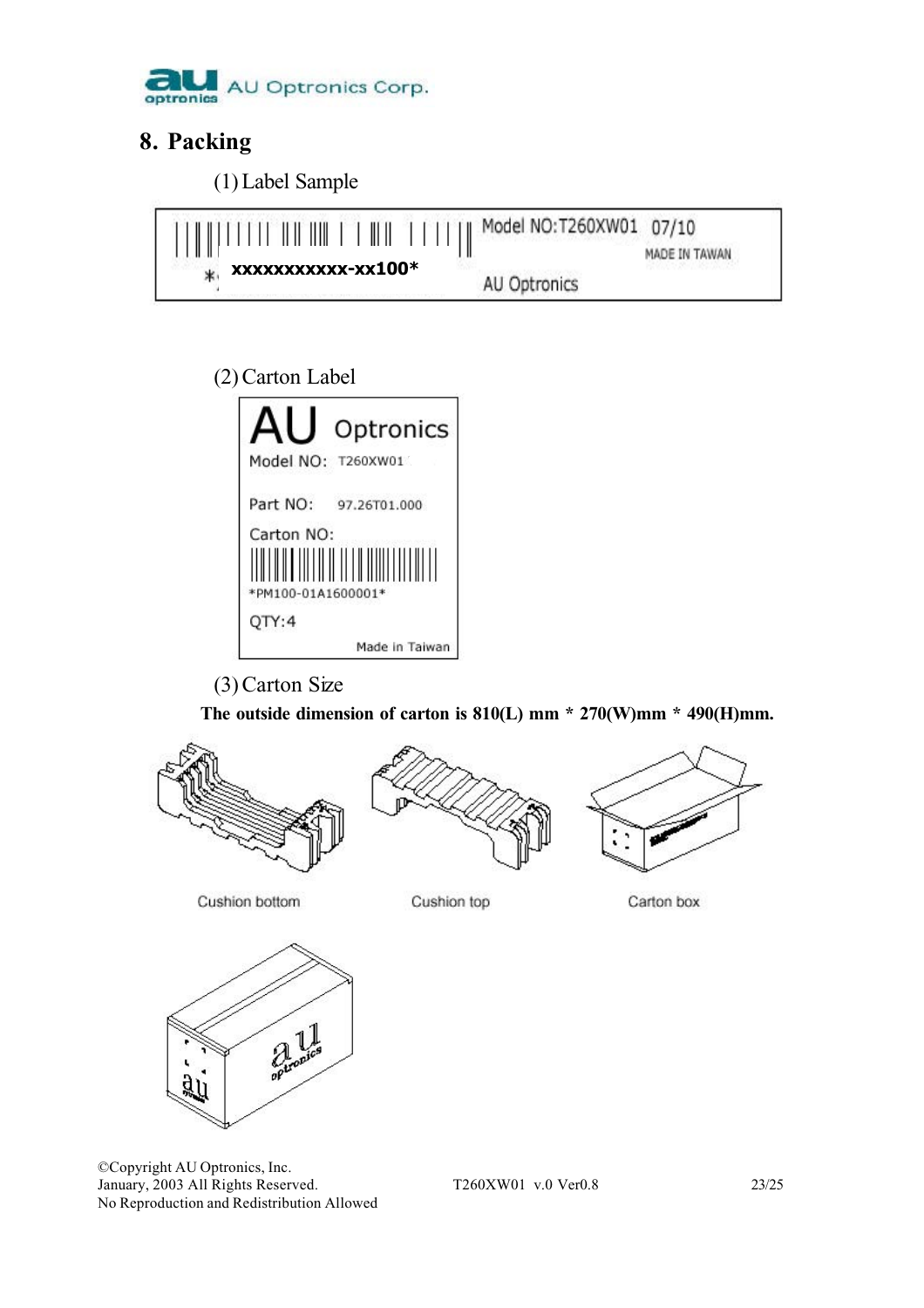## 8. Packing

(1) Label Sample

Model NO:T260XW01 07/10

MADE IN TAWAN

*xxxxxxxxxxx-xx100*

AU Optronics

(2) Carton Label

AU Optronics

Model NO: T260XW01

Part NO: 97.26T01.000

Carton NO:

*PM100-01A1600001*

QTY:4

Made in Taiwan

(3) Carton Size

**The outside dimension of carton is 810(L) mm * 270(W)mm * 490(H)mm.**

Cushion bottom

Cushion top

Carton box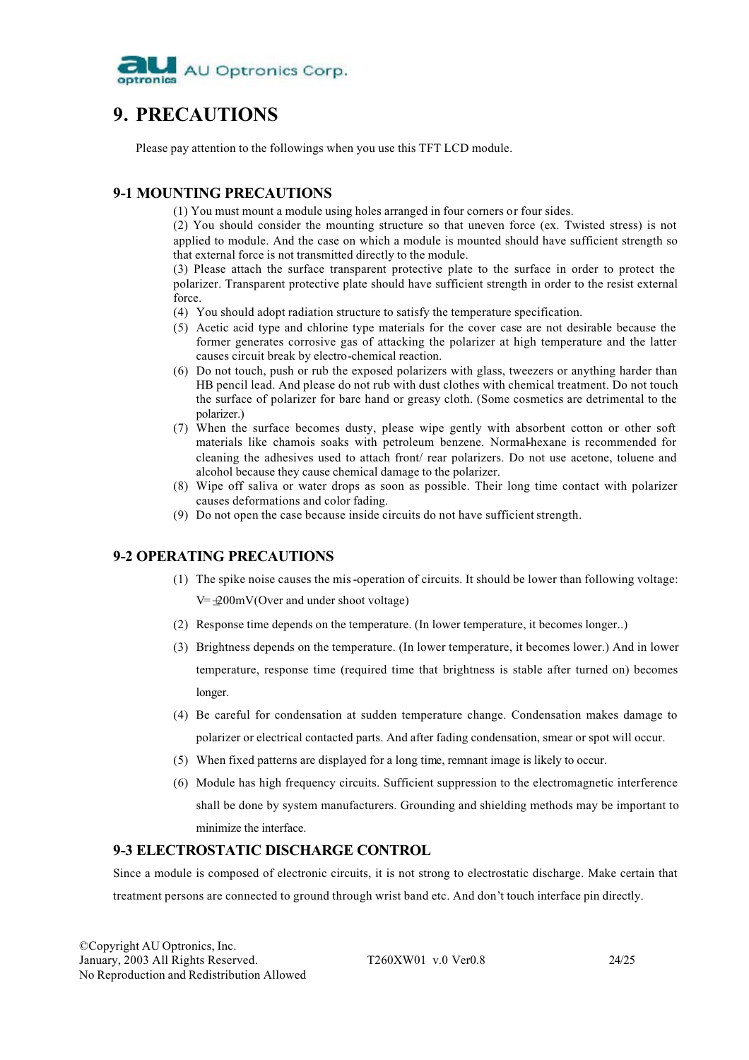# 9. PRECAUTIONS

Please pay attention to the followings when you use this TFT LCD module.

## 9-1 MOUNTING PRECAUTIONS

(1) You must mount a module using holes arranged in four corners or four sides.

(2) You should consider the mounting structure so that uneven force (ex. Twisted stress) is not applied to module. And the case on which a module is mounted should have sufficient strength so that external force is not transmitted directly to the module.

(3) Please attach the surface transparent protective plate to the surface in order to protect the polarizer. Transparent protective plate should have sufficient strength in order to the resist external force.

(4) You should adopt radiation structure to satisfy the temperature specification.

(5) Acetic acid type and chlorine type materials for the cover case are not desirable because the former generates corrosive gas of attacking the polarizer at high temperature and the latter causes circuit break by electro-chemical reaction.

(6) Do not touch, push or rub the exposed polarizers with glass, tweezers or anything harder than HB pencil lead. And please do not rub with dust clothes with chemical treatment. Do not touch the surface of polarizer for bare hand or greasy cloth. (Some cosmetics are detrimental to the polarizer.)

(7) When the surface becomes dusty, please wipe gently with absorbent cotton or other soft materials like chamois soaks with petroleum benzene. Normal-hexane is recommended for cleaning the adhesives used to attach front/ rear polarizers. Do not use acetone, toluene and alcohol because they cause chemical damage to the polarizer.

(8) Wipe off saliva or water drops as soon as possible. Their long time contact with polarizer causes deformations and color fading.

(9) Do not open the case because inside circuits do not have sufficient strength.

## 9-2 OPERATING PRECAUTIONS

(1) The spike noise causes the mis-operation of circuits. It should be lower than following voltage: $V=\pm 200mV$(Over and under shoot voltage)

(2) Response time depends on the temperature. (In lower temperature, it becomes longer..)

(3) Brightness depends on the temperature. (In lower temperature, it becomes lower.) And in lower temperature, response time (required time that brightness is stable after turned on) becomes longer.

(4) Be careful for condensation at sudden temperature change. Condensation makes damage to polarizer or electrical contacted parts. And after fading condensation, smear or spot will occur.

(5) When fixed patterns are displayed for a long time, remnant image is likely to occur.

(6) Module has high frequency circuits. Sufficient suppression to the electromagnetic interference shall be done by system manufacturers. Grounding and shielding methods may be important to minimize the interface.

## 9-3 ELECTROSTATIC DISCHARGE CONTROL

Since a module is composed of electronic circuits, it is not strong to electrostatic discharge. Make certain that treatment persons are connected to ground through wrist band etc. And don't touch interface pin directly.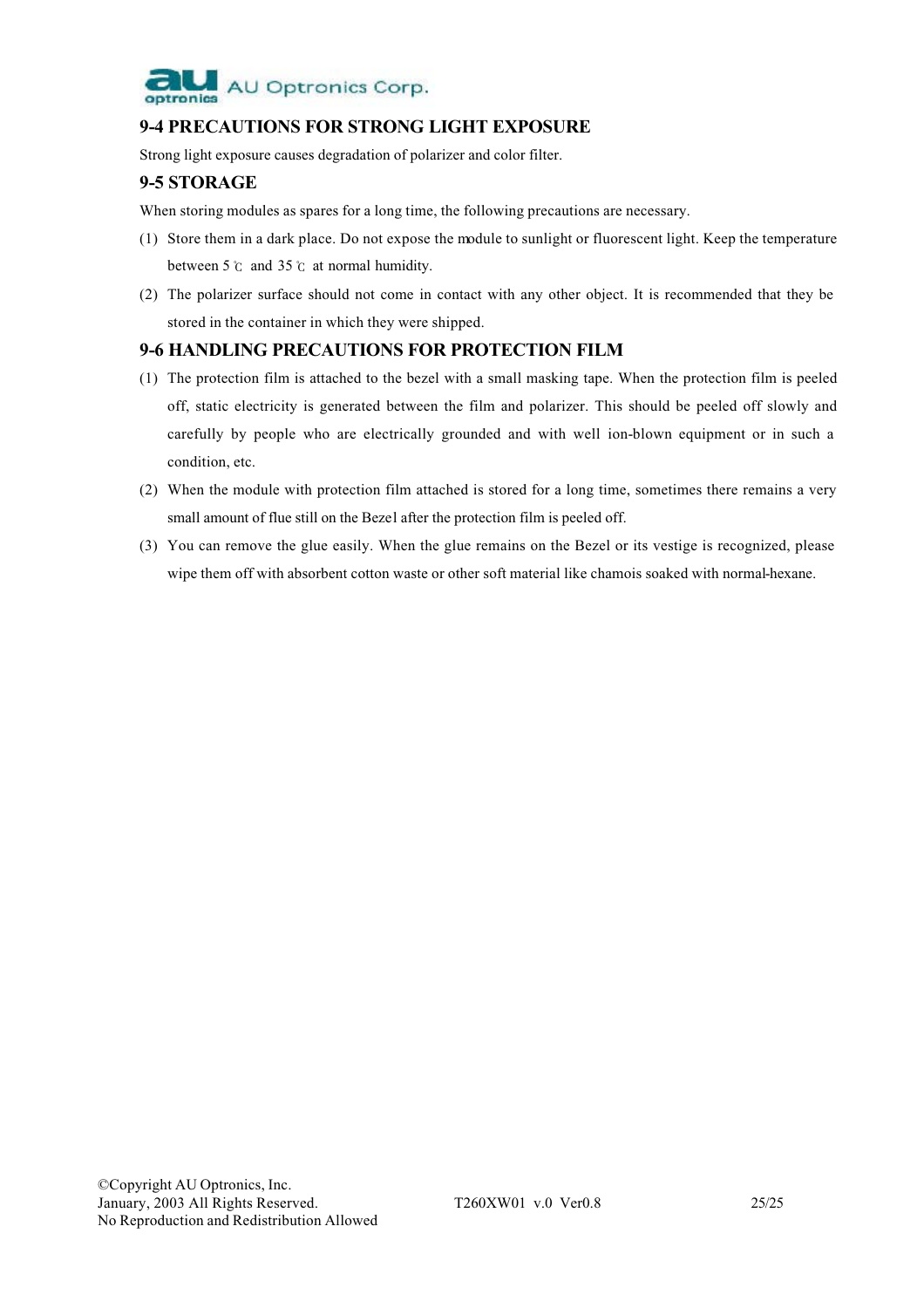## 9-4 PRECAUTIONS FOR STRONG LIGHT EXPOSURE

Strong light exposure causes degradation of polarizer and color filter.

## 9-5 STORAGE

When storing modules as spares for a long time, the following precautions are necessary.

(1) Store them in a dark place. Do not expose the module to sunlight or fluorescent light. Keep the temperature between 5 ℃ and 35 ℃ at normal humidity.

(2) The polarizer surface should not come in contact with any other object. It is recommended that they be stored in the container in which they were shipped.

## 9-6 HANDLING PRECAUTIONS FOR PROTECTION FILM

(1) The protection film is attached to the bezel with a small masking tape. When the protection film is peeled off, static electricity is generated between the film and polarizer. This should be peeled off slowly and carefully by people who are electrically grounded and with well ion-blown equipment or in such a condition, etc.

(2) When the module with protection film attached is stored for a long time, sometimes there remains a very small amount of flue still on the Bezel after the protection film is peeled off.

(3) You can remove the glue easily. When the glue remains on the Bezel or its vestige is recognized, please wipe them off with absorbent cotton waste or other soft material like chamois soaked with normal-hexane.